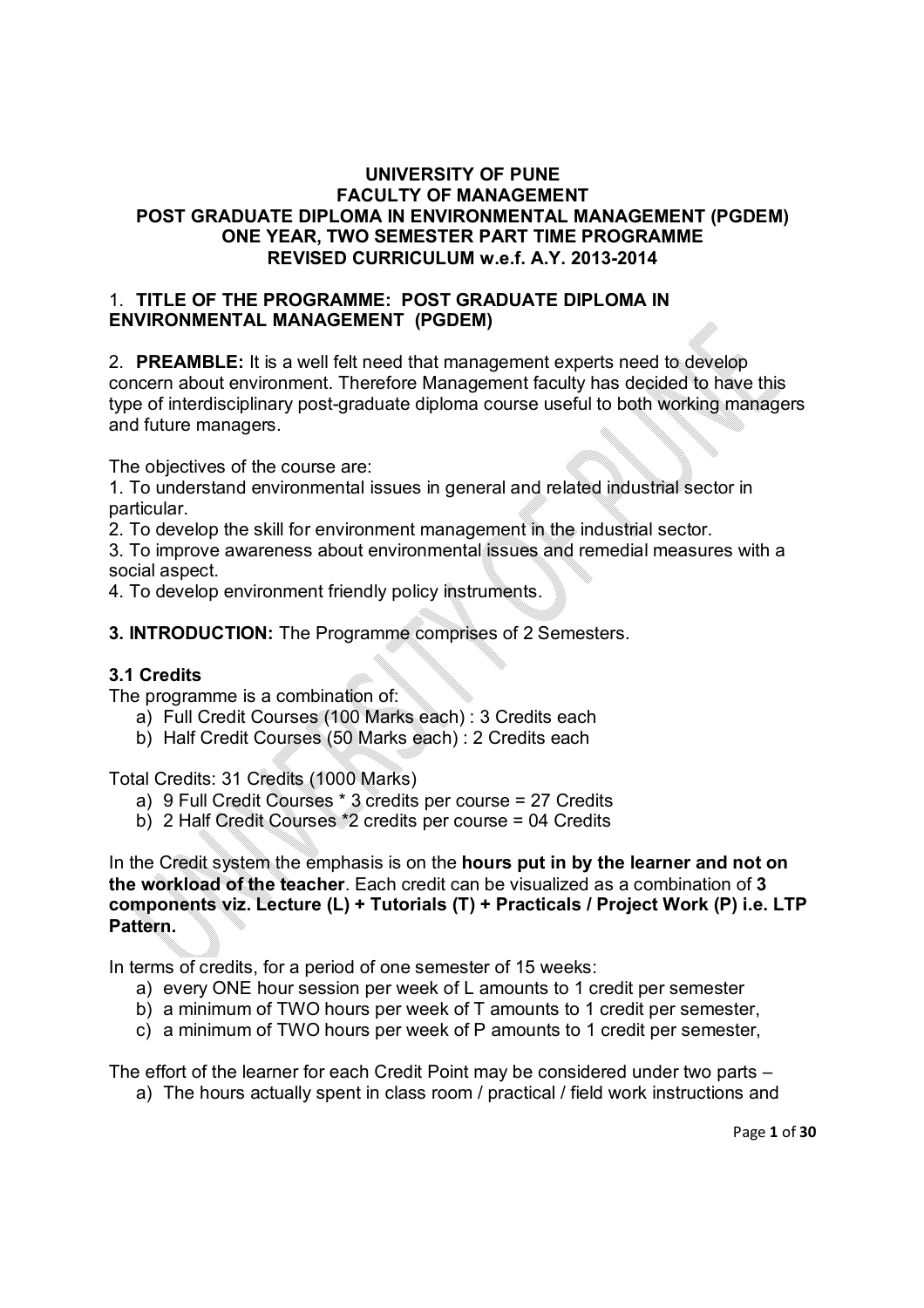# UNIVERSITY OF PUNE
# FACULTY OF MANAGEMENT
# POST GRADUATE DIPLOMA IN ENVIRONMENTAL MANAGEMENT (PGDEM)
# ONE YEAR, TWO SEMESTER PART TIME PROGRAMME
# REVISED CURRICULUM w.e.f. A.Y. 2013-2014

## 1. TITLE OF THE PROGRAMME: POST GRADUATE DIPLOMA IN ENVIRONMENTAL MANAGEMENT (PGDEM)

2. **PREAMBLE:** It is a well felt need that management experts need to develop concern about environment. Therefore Management faculty has decided to have this type of interdisciplinary post-graduate diploma course useful to both working managers and future managers.

The objectives of the course are:

1. To understand environmental issues in general and related industrial sector in particular.
2. To develop the skill for environment management in the industrial sector.
3. To improve awareness about environmental issues and remedial measures with a social aspect.
4. To develop environment friendly policy instruments.

**3. INTRODUCTION:** The Programme comprises of 2 Semesters.

### 3.1 Credits

The programme is a combination of:

a) Full Credit Courses (100 Marks each) : 3 Credits each
b) Half Credit Courses (50 Marks each) : 2 Credits each

Total Credits: 31 Credits (1000 Marks)

a) 9 Full Credit Courses * 3 credits per course = 27 Credits
b) 2 Half Credit Courses *2 credits per course = 04 Credits

In the Credit system the emphasis is on the **hours put in by the learner and not on the workload of the teacher**. Each credit can be visualized as a combination of **3 components viz. Lecture (L) + Tutorials (T) + Practicals / Project Work (P) i.e. LTP Pattern.**

In terms of credits, for a period of one semester of 15 weeks:

a) every ONE hour session per week of L amounts to 1 credit per semester
b) a minimum of TWO hours per week of T amounts to 1 credit per semester,
c) a minimum of TWO hours per week of P amounts to 1 credit per semester,

The effort of the learner for each Credit Point may be considered under two parts –

a) The hours actually spent in class room / practical / field work instructions and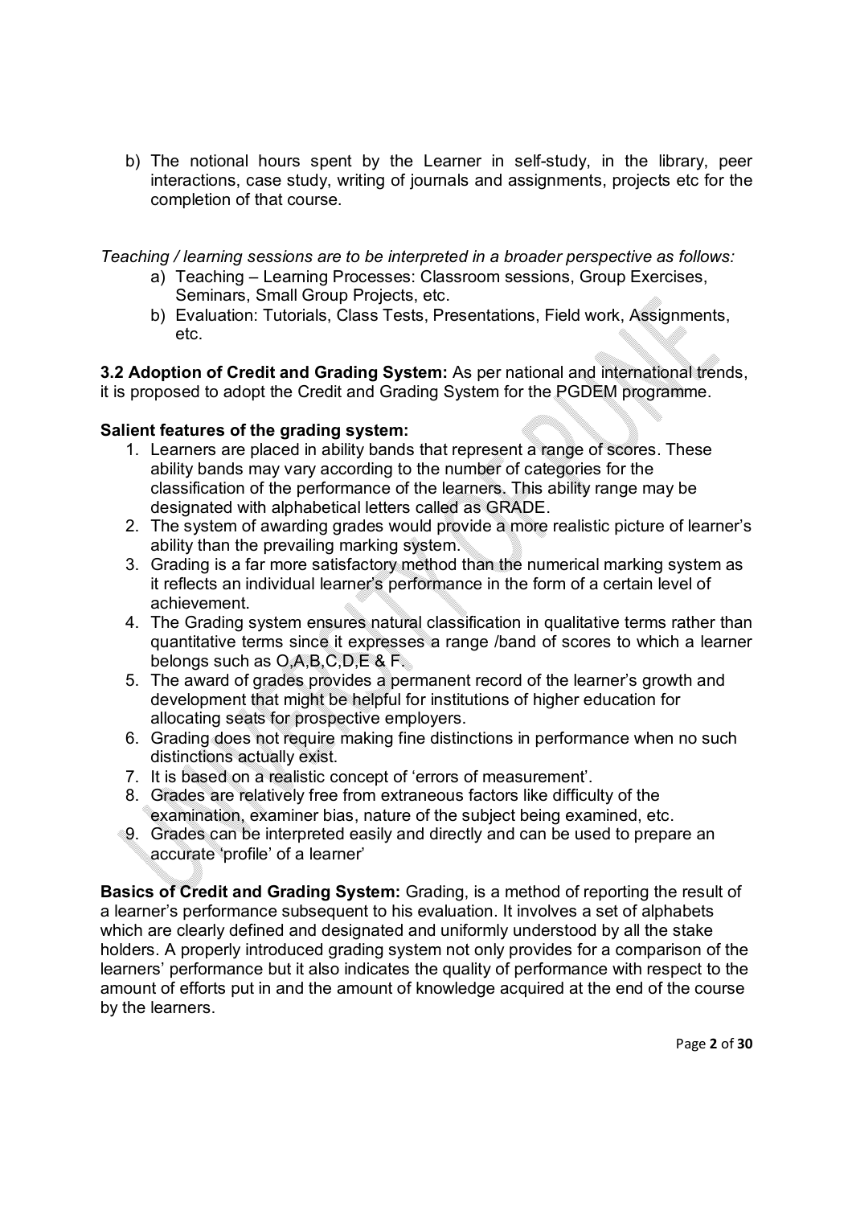b) The notional hours spent by the Learner in self-study, in the library, peer interactions, case study, writing of journals and assignments, projects etc for the completion of that course.

*Teaching / learning sessions are to be interpreted in a broader perspective as follows:*

a) Teaching – Learning Processes: Classroom sessions, Group Exercises, Seminars, Small Group Projects, etc.
b) Evaluation: Tutorials, Class Tests, Presentations, Field work, Assignments, etc.

**3.2 Adoption of Credit and Grading System:** As per national and international trends, it is proposed to adopt the Credit and Grading System for the PGDEM programme.

**Salient features of the grading system:**

1. Learners are placed in ability bands that represent a range of scores. These ability bands may vary according to the number of categories for the classification of the performance of the learners. This ability range may be designated with alphabetical letters called as GRADE.
2. The system of awarding grades would provide a more realistic picture of learner's ability than the prevailing marking system.
3. Grading is a far more satisfactory method than the numerical marking system as it reflects an individual learner's performance in the form of a certain level of achievement.
4. The Grading system ensures natural classification in qualitative terms rather than quantitative terms since it expresses a range /band of scores to which a learner belongs such as O,A,B,C,D,E & F.
5. The award of grades provides a permanent record of the learner's growth and development that might be helpful for institutions of higher education for allocating seats for prospective employers.
6. Grading does not require making fine distinctions in performance when no such distinctions actually exist.
7. It is based on a realistic concept of 'errors of measurement'.
8. Grades are relatively free from extraneous factors like difficulty of the examination, examiner bias, nature of the subject being examined, etc.
9. Grades can be interpreted easily and directly and can be used to prepare an accurate 'profile' of a learner'

**Basics of Credit and Grading System:** Grading, is a method of reporting the result of a learner's performance subsequent to his evaluation. It involves a set of alphabets which are clearly defined and designated and uniformly understood by all the stake holders. A properly introduced grading system not only provides for a comparison of the learners' performance but it also indicates the quality of performance with respect to the amount of efforts put in and the amount of knowledge acquired at the end of the course by the learners.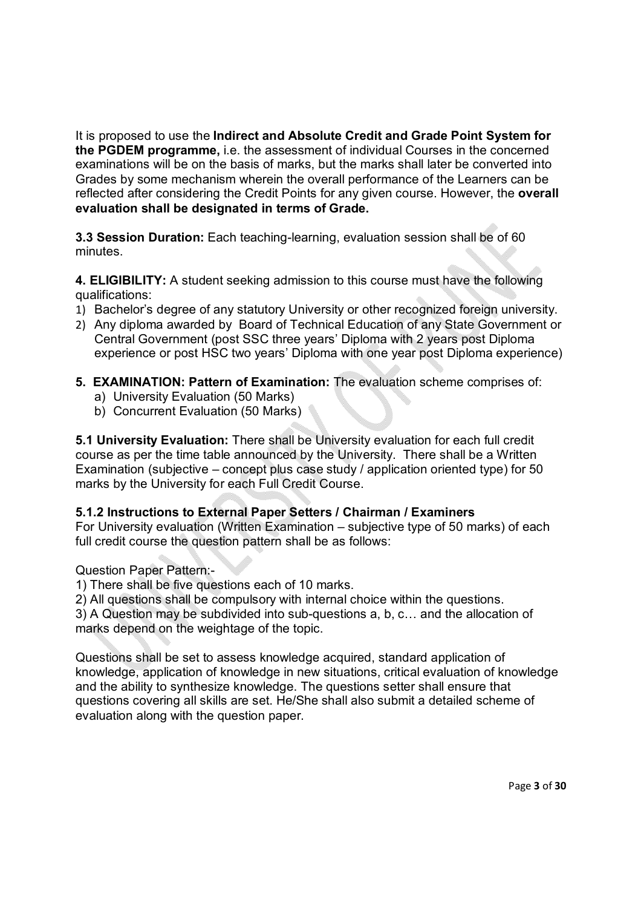It is proposed to use the **Indirect and Absolute Credit and Grade Point System for the PGDEM programme,** i.e. the assessment of individual Courses in the concerned examinations will be on the basis of marks, but the marks shall later be converted into Grades by some mechanism wherein the overall performance of the Learners can be reflected after considering the Credit Points for any given course. However, the **overall evaluation shall be designated in terms of Grade.**

**3.3 Session Duration:** Each teaching-learning, evaluation session shall be of 60 minutes.

**4. ELIGIBILITY:** A student seeking admission to this course must have the following qualifications:

1) Bachelor's degree of any statutory University or other recognized foreign university.
2) Any diploma awarded by Board of Technical Education of any State Government or Central Government (post SSC three years' Diploma with 2 years post Diploma experience or post HSC two years' Diploma with one year post Diploma experience)

**5. EXAMINATION: Pattern of Examination:** The evaluation scheme comprises of:

a) University Evaluation (50 Marks)
b) Concurrent Evaluation (50 Marks)

**5.1 University Evaluation:** There shall be University evaluation for each full credit course as per the time table announced by the University. There shall be a Written Examination (subjective – concept plus case study / application oriented type) for 50 marks by the University for each Full Credit Course.

**5.1.2 Instructions to External Paper Setters / Chairman / Examiners**

For University evaluation (Written Examination – subjective type of 50 marks) of each full credit course the question pattern shall be as follows:

Question Paper Pattern:-

1) There shall be five questions each of 10 marks.
2) All questions shall be compulsory with internal choice within the questions.
3) A Question may be subdivided into sub-questions a, b, c… and the allocation of marks depend on the weightage of the topic.

Questions shall be set to assess knowledge acquired, standard application of knowledge, application of knowledge in new situations, critical evaluation of knowledge and the ability to synthesize knowledge. The questions setter shall ensure that questions covering all skills are set. He/She shall also submit a detailed scheme of evaluation along with the question paper.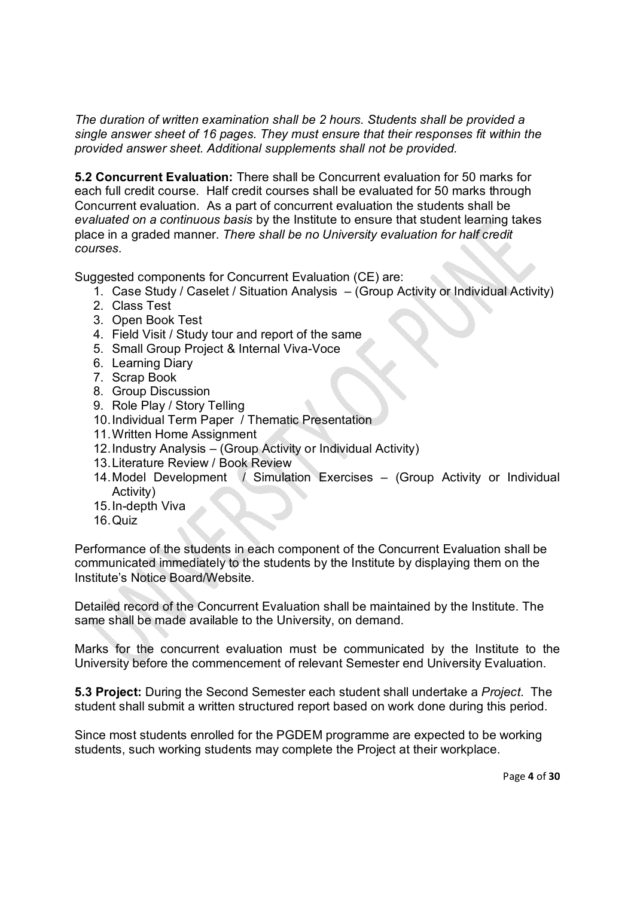*The duration of written examination shall be 2 hours. Students shall be provided a single answer sheet of 16 pages. They must ensure that their responses fit within the provided answer sheet. Additional supplements shall not be provided.*

**5.2 Concurrent Evaluation:** There shall be Concurrent evaluation for 50 marks for each full credit course. Half credit courses shall be evaluated for 50 marks through Concurrent evaluation. As a part of concurrent evaluation the students shall be *evaluated on a continuous basis* by the Institute to ensure that student learning takes place in a graded manner. *There shall no University evaluation for half credit courses*.

Suggested components for Concurrent Evaluation (CE) are:

1. Case Study / Caselet / Situation Analysis – (Group Activity or Individual Activity)
2. Class Test
3. Open Book Test
4. Field Visit / Study tour and report of the same
5. Small Group Project & Internal Viva-Voce
6. Learning Diary
7. Scrap Book
8. Group Discussion
9. Role Play / Story Telling
10. Individual Term Paper / Thematic Presentation
11. Written Home Assignment
12. Industry Analysis – (Group Activity or Individual Activity)
13. Literature Review / Book Review
14. Model Development / Simulation Exercises – (Group Activity or Individual Activity)
15. In-depth Viva
16. Quiz

Performance of the students in each component of the Concurrent Evaluation shall be communicated immediately to the students by the Institute by displaying them on the Institute's Notice Board/Website.

Detailed record of the Concurrent Evaluation shall be maintained by the Institute. The same shall be made available to the University, on demand.

Marks for the concurrent evaluation must be communicated by the Institute to the University before the commencement of relevant Semester end University Evaluation.

**5.3 Project:** During the Second Semester each student shall undertake a *Project*. The student shall submit a written structured report based on work done during this period.

Since most students enrolled for the PGDEM programme are expected to be working students, such working students may complete the Project at their workplace.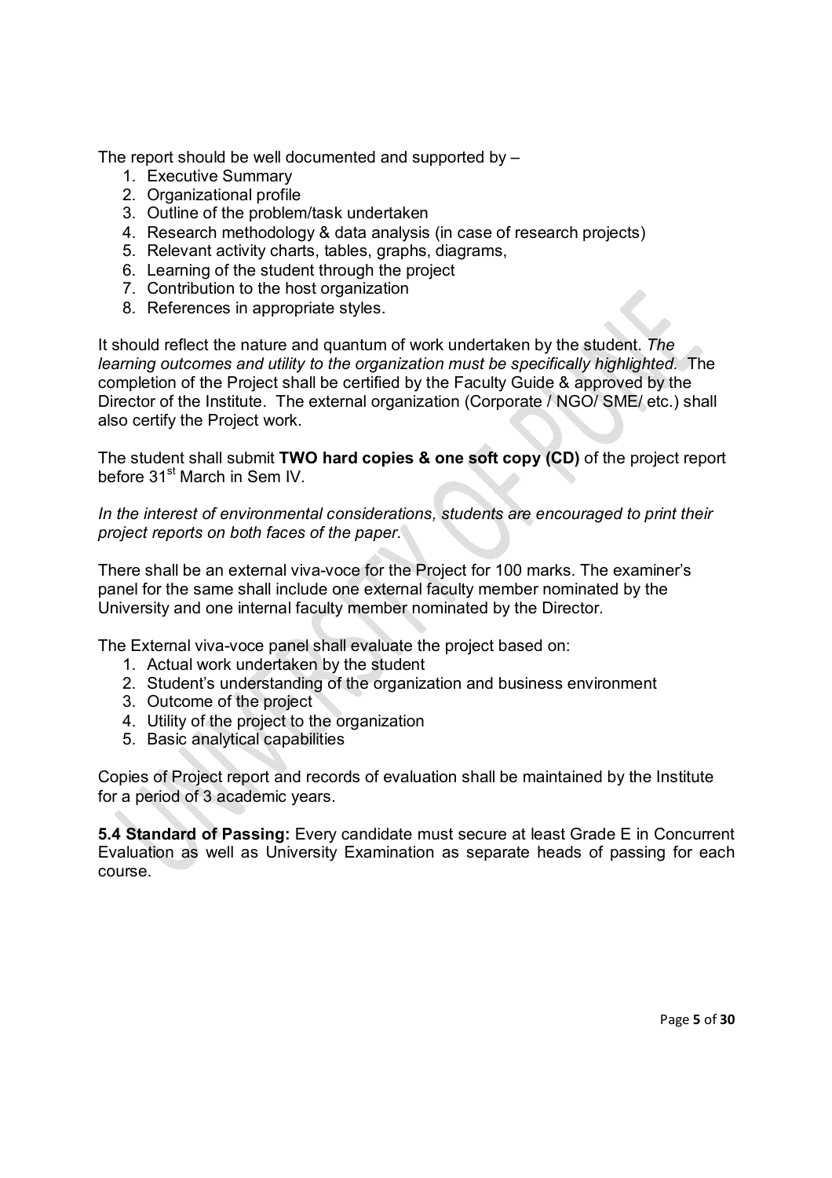The report should be well documented and supported by –

1. Executive Summary
2. Organizational profile
3. Outline of the problem/task undertaken
4. Research methodology & data analysis (in case of research projects)
5. Relevant activity charts, tables, graphs, diagrams,
6. Learning of the student through the project
7. Contribution to the host organization
8. References in appropriate styles.

It should reflect the nature and quantum of work undertaken by the student. *The learning outcomes and utility to the organization must be specifically highlighted.* The completion of the Project shall be certified by the Faculty Guide & approved by the Director of the Institute. The external organization (Corporate / NGO/ SME/ etc.) shall also certify the Project work.

The student shall submit **TWO hard copies & one soft copy (CD)** of the project report before 31st March in Sem IV.

*In the interest of environmental considerations, students are encouraged to print their project reports on both faces of the paper.*

There shall be an external viva-voce for the Project for 100 marks. The examiner's panel for the same shall include one external faculty member nominated by the University and one internal faculty member nominated by the Director.

The External viva-voce panel shall evaluate the project based on:

1. Actual work undertaken by the student
2. Student's understanding of the organization and business environment
3. Outcome of the project
4. Utility of the project to the organization
5. Basic analytical capabilities

Copies of Project report and records of evaluation shall be maintained by the Institute for a period of 3 academic years.

**5.4 Standard of Passing:** Every candidate must secure at least Grade E in Concurrent Evaluation as well as University Examination as separate heads of passing for each course.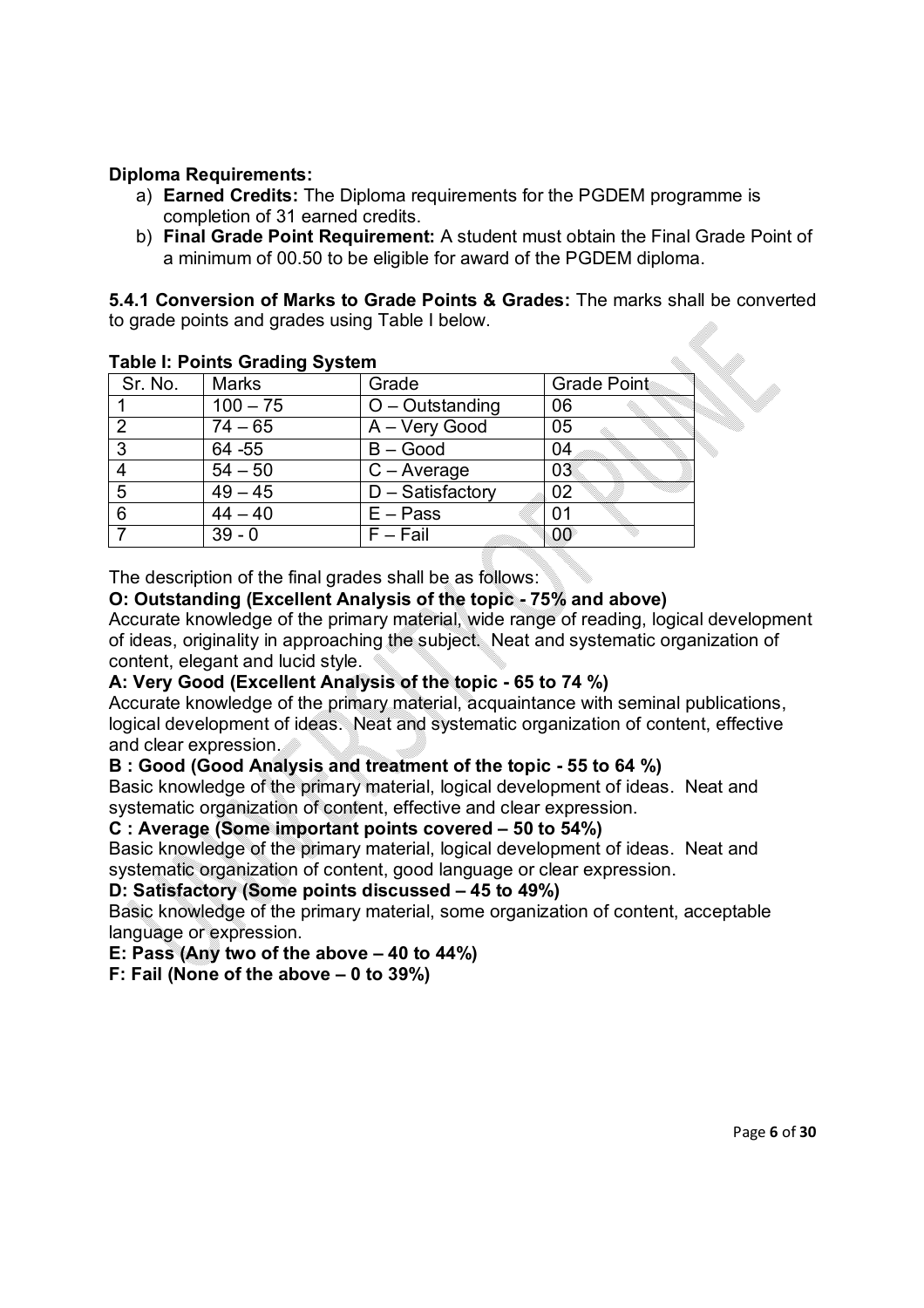**Diploma Requirements:**

a) **Earned Credits:** The Diploma requirements for the PGDEM programme is completion of 31 earned credits.

b) **Final Grade Point Requirement:** A student must obtain the Final Grade Point of a minimum of 00.50 to be eligible for award of the PGDEM diploma.

**5.4.1 Conversion of Marks to Grade Points & Grades:** The marks shall be converted to grade points and grades using Table I below.

**Table I: Points Grading System**

| Sr. No. | Marks | Grade | Grade Point |
|---|---|---|---|
| 1 | 100 – 75 | O – Outstanding | 06 |
| 2 | 74 – 65 | A – Very Good | 05 |
| 3 | 64 -55 | B – Good | 04 |
| 4 | 54 – 50 | C – Average | 03 |
| 5 | 49 – 45 | D – Satisfactory | 02 |
| 6 | 44 – 40 | E – Pass | 01 |
| 7 | 39 - 0 | F – Fail | 00 |

The description of the final grades shall be as follows:

**O: Outstanding (Excellent Analysis of the topic - 75% and above)**

Accurate knowledge of the primary material, wide range of reading, logical development of ideas, originality in approaching the subject. Neat and systematic organization of content, elegant and lucid style.

**A: Very Good (Excellent Analysis of the topic - 65 to 74 %)**

Accurate knowledge of the primary material, acquaintance with seminal publications, logical development of ideas. Neat and systematic organization of content, effective and clear expression.

**B : Good (Good Analysis and treatment of the topic - 55 to 64 %)**

Basic knowledge of the primary material, logical development of ideas. Neat and systematic organization of content, effective and clear expression.

**C : Average (Some important points covered – 50 to 54%)**

Basic knowledge of the primary material, logical development of ideas. Neat and systematic organization of content, good language or clear expression.

**D: Satisfactory (Some points discussed – 45 to 49%)**

Basic knowledge of the primary material, some organization of content, acceptable language or expression.

**E: Pass (Any two of the above – 40 to 44%)**

**F: Fail (None of the above – 0 to 39%)**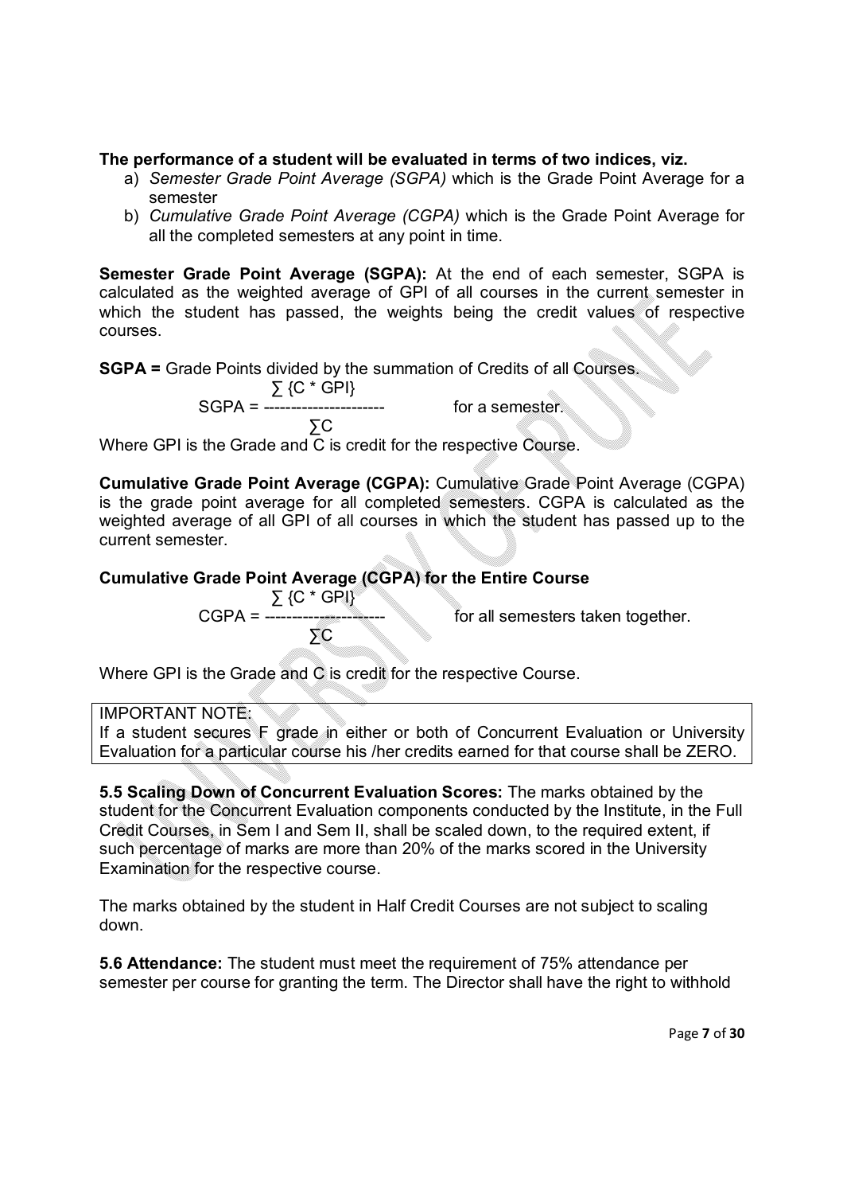**The performance of a student will be evaluated in terms of two indices, viz.**

a) *Semester Grade Point Average (SGPA)* which is the Grade Point Average for a semester
b) *Cumulative Grade Point Average (CGPA)* which is the Grade Point Average for all the completed semesters at any point in time.

**Semester Grade Point Average (SGPA):** At the end of each semester, SGPA is calculated as the weighted average of GPI of all courses in the current semester in which the student has passed, the weights being the credit values of respective courses.

**SGPA =** Grade Points divided by the summation of Credits of all Courses.

$$SGPA = \frac{\sum \{C * GPI\}}{\sum C} \quad \text{for a semester.}$$

Where GPI is the Grade and C is credit for the respective Course.

**Cumulative Grade Point Average (CGPA):** Cumulative Grade Point Average (CGPA) is the grade point average for all completed semesters. CGPA is calculated as the weighted average of all GPI of all courses in which the student has passed up to the current semester.

**Cumulative Grade Point Average (CGPA) for the Entire Course**

$$CGPA = \frac{\sum \{C * GPI\}}{\sum C} \quad \text{for all semesters taken together.}$$

Where GPI is the Grade and C is credit for the respective Course.

IMPORTANT NOTE:
If a student secures F grade in either or both of Concurrent Evaluation or University Evaluation for a particular course his /her credits earned for that course shall be ZERO.

**5.5 Scaling Down of Concurrent Evaluation Scores:** The marks obtained by the student for the Concurrent Evaluation components conducted by the Institute, in the Full Credit Courses, in Sem I and Sem II, shall be scaled down, to the required extent, if such percentage of marks are more than 20% of the marks scored in the University Examination for the respective course.

The marks obtained by the student in Half Credit Courses are not subject to scaling down.

**5.6 Attendance:** The student must meet the requirement of 75% attendance per semester per course for granting the term. The Director shall have the right to withhold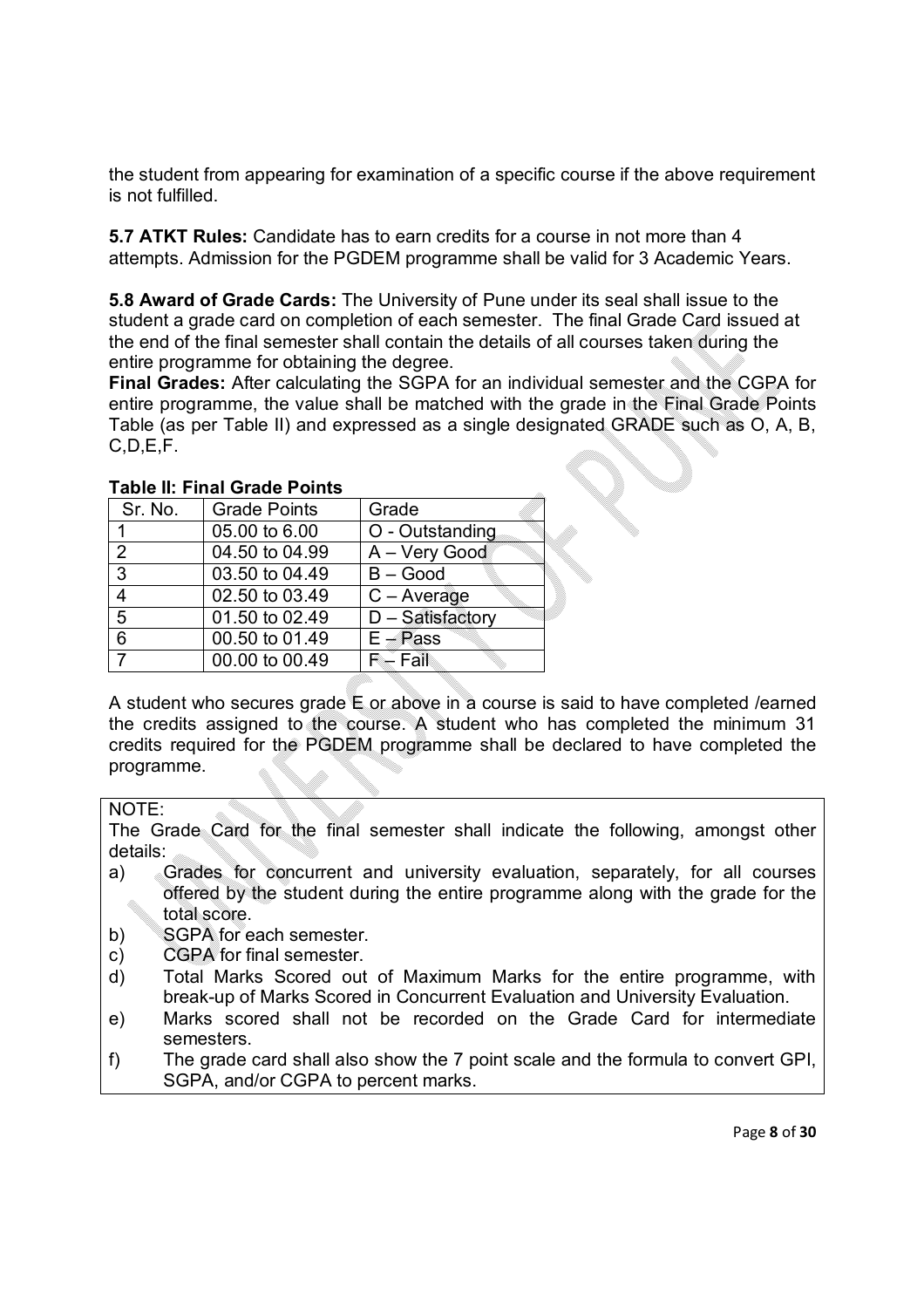the student from appearing for examination of a specific course if the above requirement is not fulfilled.

**5.7 ATKT Rules:** Candidate has to earn credits for a course in not more than 4 attempts. Admission for the PGDEM programme shall be valid for 3 Academic Years.

**5.8 Award of Grade Cards:** The University of Pune under its seal shall issue to the student a grade card on completion of each semester. The final Grade Card issued at the end of the final semester shall contain the details of all courses taken during the entire programme for obtaining the degree.

**Final Grades:** After calculating the SGPA for an individual semester and the CGPA for entire programme, the value shall be matched with the grade in the Final Grade Points Table (as per Table II) and expressed as a single designated GRADE such as O, A, B, C,D,E,F.

**Table II: Final Grade Points**

| Sr. No. | Grade Points | Grade |
|---|---|---|
| 1 | 05.00 to 6.00 | O - Outstanding |
| 2 | 04.50 to 04.99 | A – Very Good |
| 3 | 03.50 to 04.49 | B – Good |
| 4 | 02.50 to 03.49 | C – Average |
| 5 | 01.50 to 02.49 | D – Satisfactory |
| 6 | 00.50 to 01.49 | E – Pass |
| 7 | 00.00 to 00.49 | F – Fail |

A student who secures grade E or above in a course is said to have completed /earned the credits assigned to the course. A student who has completed the minimum 31 credits required for the PGDEM programme shall be declared to have completed the programme.

NOTE:
The Grade Card for the final semester shall indicate the following, amongst other details:

a) Grades for concurrent and university evaluation, separately, for all courses offered by the student during the entire programme along with the grade for the total score.
b) SGPA for each semester.
c) CGPA for final semester.
d) Total Marks Scored out of Maximum Marks for the entire programme, with break-up of Marks Scored in Concurrent Evaluation and University Evaluation.
e) Marks scored shall not be recorded on the Grade Card for intermediate semesters.
f) The grade card shall also show the 7 point scale and the formula to convert GPI, SGPA, and/or CGPA to percent marks.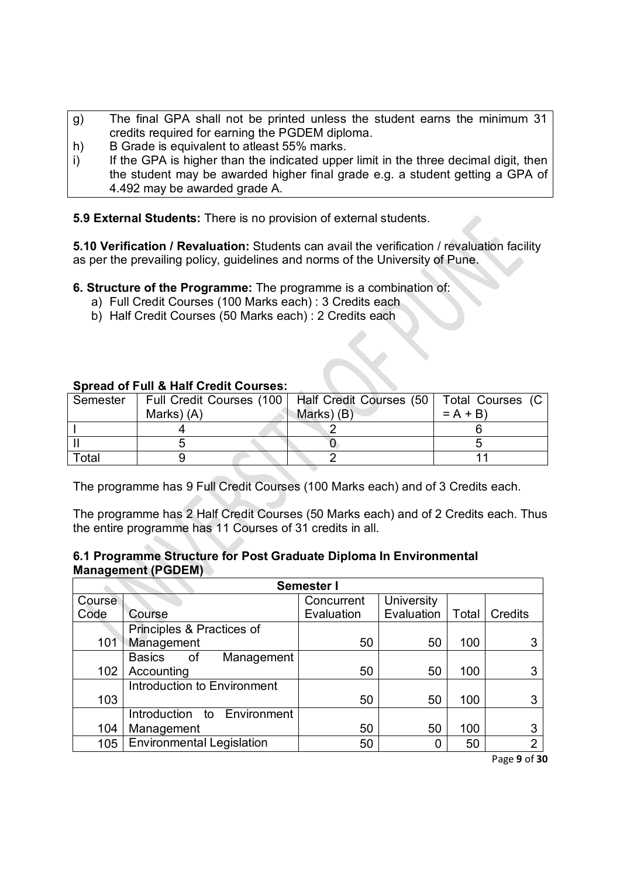| | |
|---|---|
| g) | The final GPA shall not be printed unless the student earns the minimum 31 credits required for earning the PGDEM diploma. |
| h) | B Grade is equivalent to atleast 55% marks. |
| i) | If the GPA is higher than the indicated upper limit in the three decimal digit, then the student may be awarded higher final grade e.g. a student getting a GPA of 4.492 may be awarded grade A. |

**5.9 External Students:** There is no provision of external students.

**5.10 Verification / Revaluation:** Students can avail the verification / revaluation facility as per the prevailing policy, guidelines and norms of the University of Pune.

**6. Structure of the Programme:** The programme is a combination of:

a) Full Credit Courses (100 Marks each) : 3 Credits each
b) Half Credit Courses (50 Marks each) : 2 Credits each

**Spread of Full & Half Credit Courses:**

| Semester | Full Credit Courses (100 Marks) (A) | Half Credit Courses (50 Marks) (B) | Total Courses (C = A + B) |
|---|---|---|---|
| I | 4 | 2 | 6 |
| II | 5 | 0 | 5 |
| Total | 9 | 2 | 11 |

The programme has 9 Full Credit Courses (100 Marks each) and of 3 Credits each.

The programme has 2 Half Credit Courses (50 Marks each) and of 2 Credits each. Thus the entire programme has 11 Courses of 31 credits in all.

**6.1 Programme Structure for Post Graduate Diploma In Environmental Management (PGDEM)**

| Semester I | | | | | |
|---|---|---|---|---|---|
| Course Code | Course | Concurrent Evaluation | University Evaluation | Total | Credits |
| 101 | Principles & Practices of Management | 50 | 50 | 100 | 3 |
| 102 | Basics of Management Accounting | 50 | 50 | 100 | 3 |
| 103 | Introduction to Environment | 50 | 50 | 100 | 3 |
| 104 | Introduction to Environment Management | 50 | 50 | 100 | 3 |
| 105 | Environmental Legislation | 50 | 0 | 50 | 2 |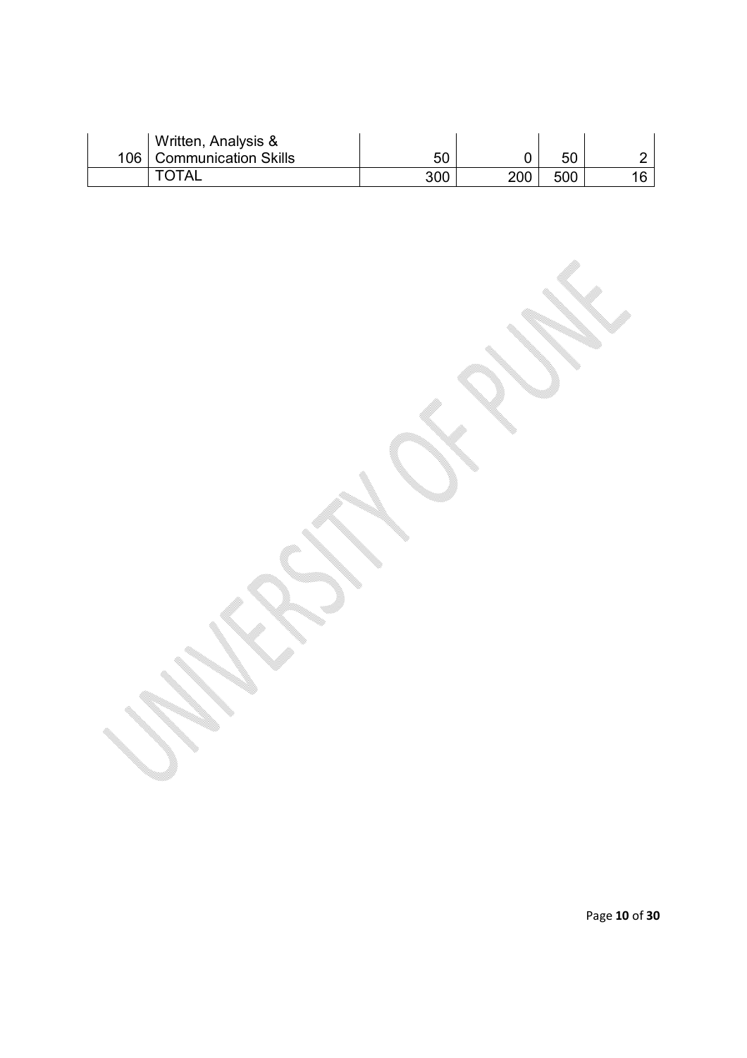|  |  |  |  |  |  |
|---|---|---|---|---|---|
| 106 | Written, Analysis & Communication Skills | 50 | 0 | 50 | 2 |
|  | TOTAL | 300 | 200 | 500 | 16 |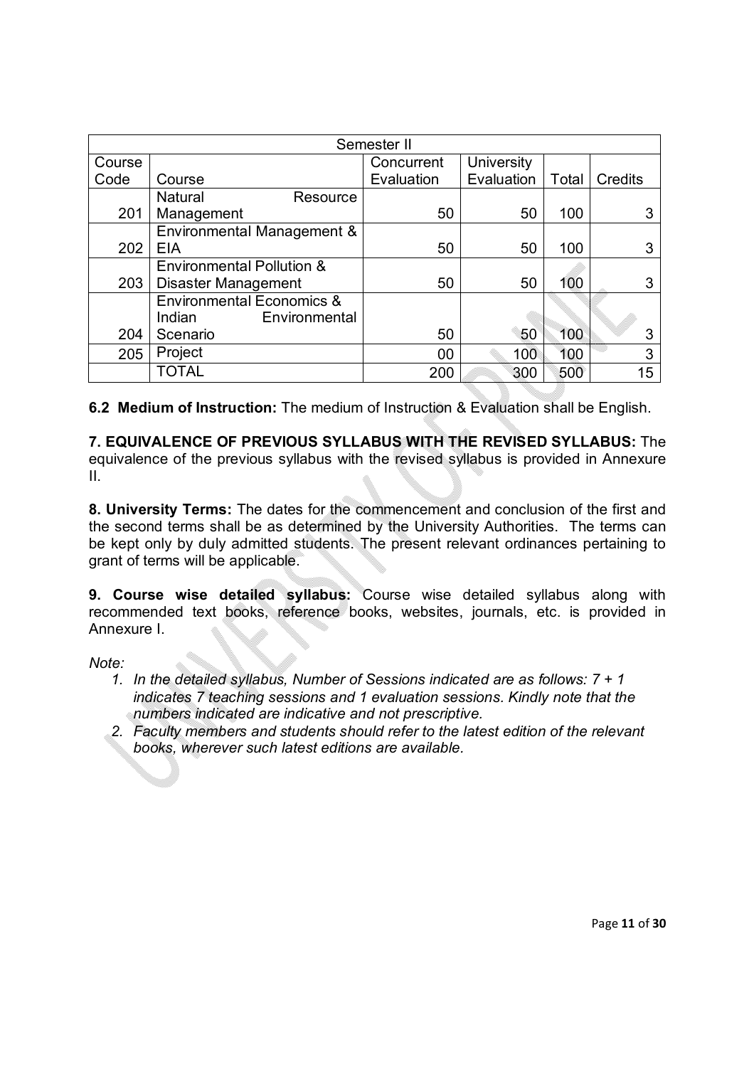| Semester II | | | | | |
|---|---|---|---|---|---|
| Course Code | Course | Concurrent Evaluation | University Evaluation | Total | Credits |
| 201 | Natural Resource Management | 50 | 50 | 100 | 3 |
| 202 | Environmental Management & EIA | 50 | 50 | 100 | 3 |
| 203 | Environmental Pollution & Disaster Management | 50 | 50 | 100 | 3 |
| 204 | Environmental Economics & Indian Environmental Scenario | 50 | 50 | 100 | 3 |
| 205 | Project | 00 | 100 | 100 | 3 |
| | TOTAL | 200 | 300 | 500 | 15 |

**6.2 Medium of Instruction:** The medium of Instruction & Evaluation shall be English.

**7. EQUIVALENCE OF PREVIOUS SYLLABUS WITH THE REVISED SYLLABUS:** The equivalence of the previous syllabus with the revised syllabus is provided in Annexure II.

**8. University Terms:** The dates for the commencement and conclusion of the first and the second terms shall be as determined by the University Authorities. The terms can be kept only by duly admitted students. The present relevant ordinances pertaining to grant of terms will be applicable.

**9. Course wise detailed syllabus:** Course wise detailed syllabus along with recommended text books, reference books, websites, journals, etc. is provided in Annexure I.

*Note:*

1. *In the detailed syllabus, Number of Sessions indicated are as follows: 7 + 1 indicates 7 teaching sessions and 1 evaluation sessions. Kindly note that the numbers indicated are indicative and not prescriptive.*
2. *Faculty members and students should refer to the latest edition of the relevant books, wherever such latest editions are available.*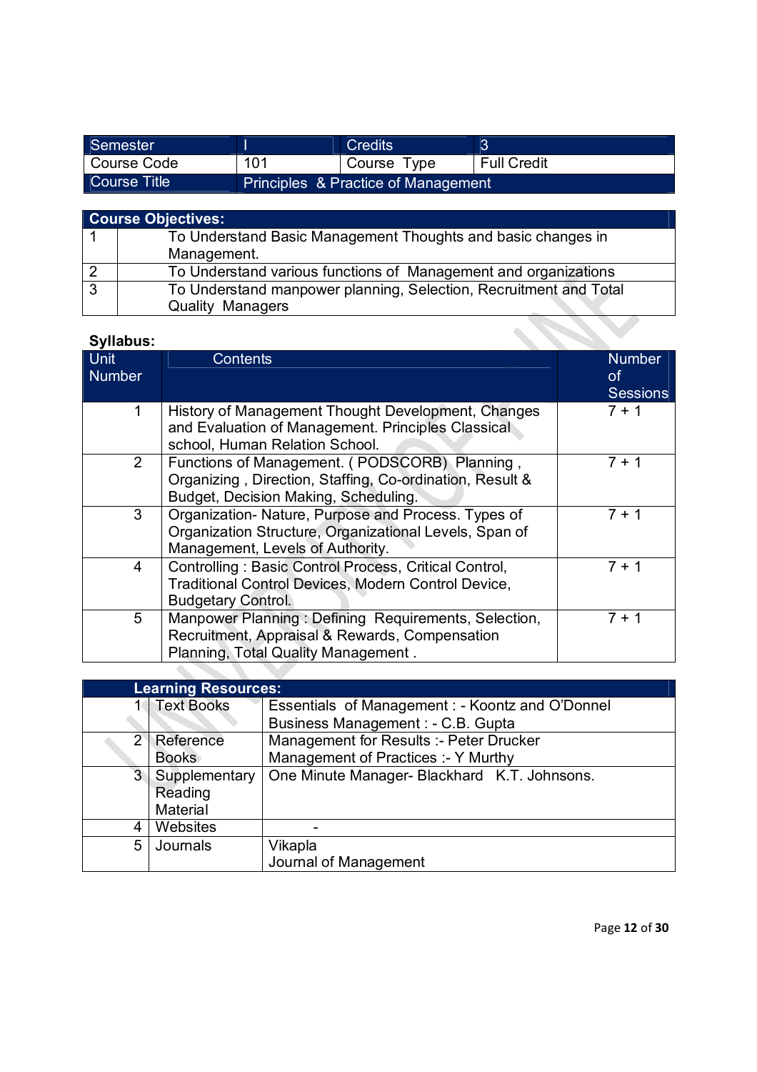| Semester | I | Credits | 3 |
|---|---|---|---|
| Course Code | 101 | Course Type | Full Credit |
| Course Title | Principles & Practice of Management | | |

| Course Objectives: | |
|---|---|
| 1 | To Understand Basic Management Thoughts and basic changes in Management. |
| 2 | To Understand various functions of Management and organizations |
| 3 | To Understand manpower planning, Selection, Recruitment and Total Quality Managers |

**Syllabus:**

| Unit Number | Contents | Number of Sessions |
|---|---|---|
| 1 | History of Management Thought Development, Changes and Evaluation of Management. Principles Classical school, Human Relation School. | 7 + 1 |
| 2 | Functions of Management. ( PODSCORB) Planning , Organizing , Direction, Staffing, Co-ordination, Result & Budget, Decision Making, Scheduling. | 7 + 1 |
| 3 | Organization- Nature, Purpose and Process. Types of Organization Structure, Organizational Levels, Span of Management, Levels of Authority. | 7 + 1 |
| 4 | Controlling : Basic Control Process, Critical Control, Traditional Control Devices, Modern Control Device, Budgetary Control. | 7 + 1 |
| 5 | Manpower Planning : Defining Requirements, Selection, Recruitment, Appraisal & Rewards, Compensation Planning, Total Quality Management . | 7 + 1 |

| Learning Resources: | | |
|---|---|---|
| 1 | Text Books | Essentials of Management : - Koontz and O'Donnel<br>Business Management : - C.B. Gupta |
| 2 | Reference Books | Management for Results :- Peter Drucker<br>Management of Practices :- Y Murthy |
| 3 | Supplementary Reading Material | One Minute Manager- Blackhard K.T. Johnsons. |
| 4 | Websites | - |
| 5 | Journals | Vikapla<br>Journal of Management |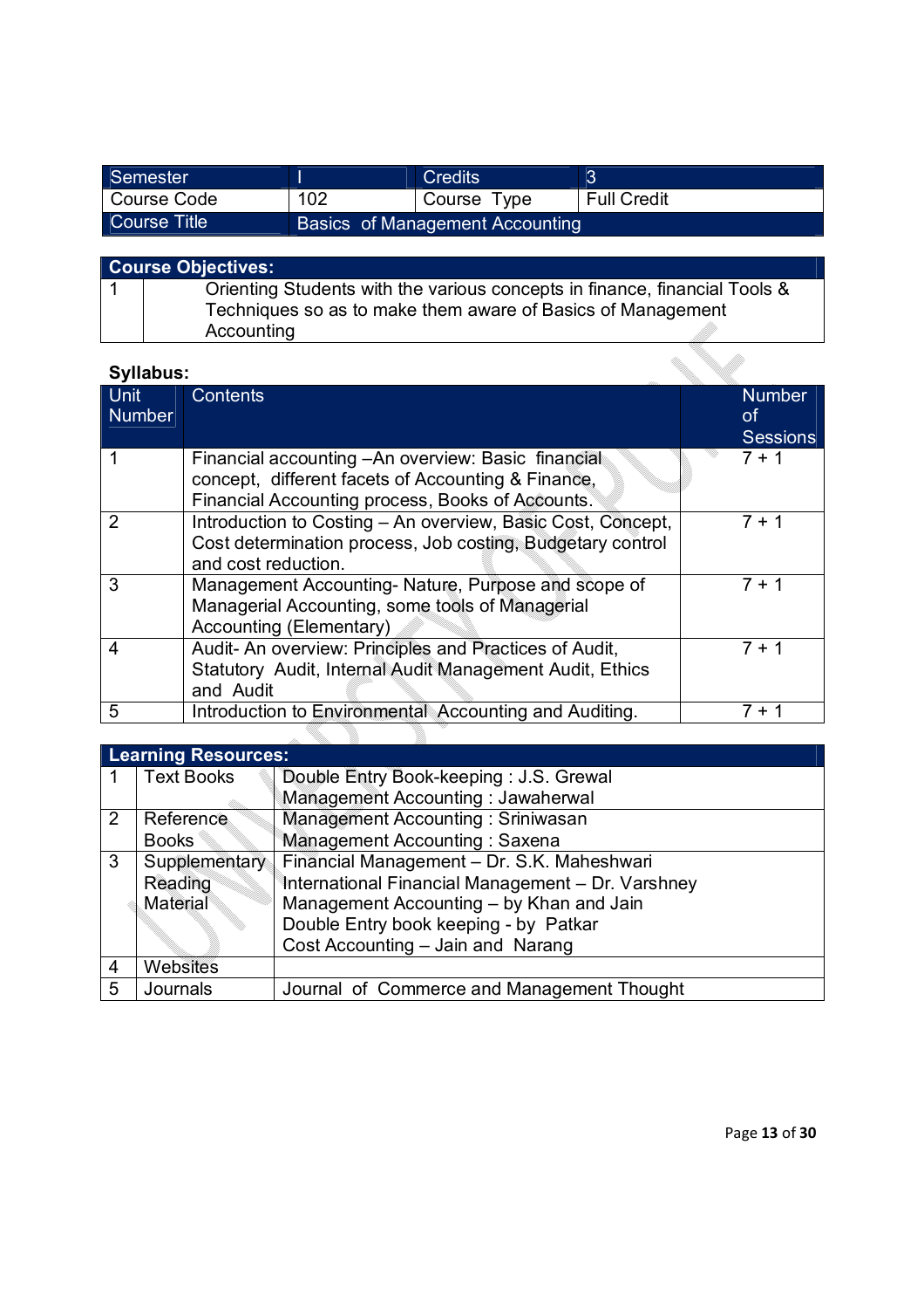| Semester | I | Credits | 3 |
|---|---|---|---|
| Course Code | 102 | Course Type | Full Credit |
| Course Title | Basics of Management Accounting | | |

| **Course Objectives:** | |
|---|---|
| 1 | Orienting Students with the various concepts in finance, financial Tools & Techniques so as to make them aware of Basics of Management Accounting |

**Syllabus:**

| Unit Number | Contents | Number of Sessions |
|---|---|---|
| 1 | Financial accounting –An overview: Basic financial concept, different facets of Accounting & Finance, Financial Accounting process, Books of Accounts. | 7 + 1 |
| 2 | Introduction to Costing – An overview, Basic Cost, Concept, Cost determination process, Job costing, Budgetary control and cost reduction. | 7 + 1 |
| 3 | Management Accounting- Nature, Purpose and scope of Managerial Accounting, some tools of Managerial Accounting (Elementary) | 7 + 1 |
| 4 | Audit- An overview: Principles and Practices of Audit, Statutory Audit, Internal Audit Management Audit, Ethics and Audit | 7 + 1 |
| 5 | Introduction to Environmental Accounting and Auditing. | 7 + 1 |

| **Learning Resources:** | | |
|---|---|---|
| 1 | Text Books | Double Entry Book-keeping : J.S. Grewal<br>Management Accounting : Jawaherwal |
| 2 | Reference Books | Management Accounting : Sriniwasan<br>Management Accounting : Saxena |
| 3 | Supplementary Reading Material | Financial Management – Dr. S.K. Maheshwari<br>International Financial Management – Dr. Varshney<br>Management Accounting – by Khan and Jain<br>Double Entry book keeping - by Patkar<br>Cost Accounting – Jain and Narang |
| 4 | Websites | |
| 5 | Journals | Journal of Commerce and Management Thought |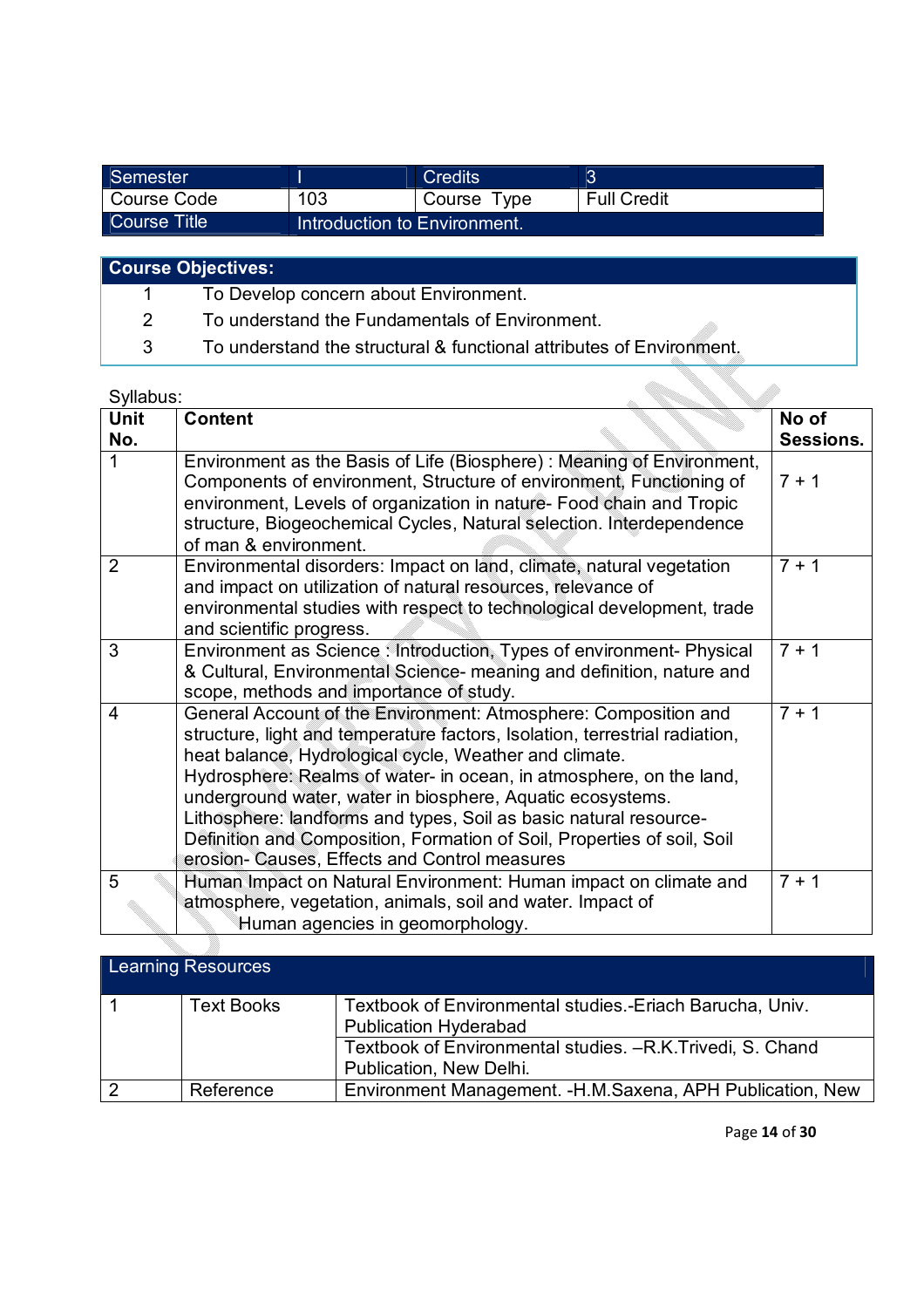| Semester | I | Credits | 3 |
|---|---|---|---|
| Course Code | 103 | Course Type | Full Credit |
| Course Title | Introduction to Environment. | | |

| **Course Objectives:** | |
|---|---|
| 1 | To Develop concern about Environment. |
| 2 | To understand the Fundamentals of Environment. |
| 3 | To understand the structural & functional attributes of Environment. |

Syllabus:

| Unit No. | Content | No of Sessions. |
|---|---|---|
| 1 | Environment as the Basis of Life (Biosphere) : Meaning of Environment, Components of environment, Structure of environment, Functioning of environment, Levels of organization in nature- Food chain and Tropic structure, Biogeochemical Cycles, Natural selection. Interdependence of man & environment. | 7 + 1 |
| 2 | Environmental disorders: Impact on land, climate, natural vegetation and impact on utilization of natural resources, relevance of environmental studies with respect to technological development, trade and scientific progress. | 7 + 1 |
| 3 | Environment as Science : Introduction, Types of environment- Physical & Cultural, Environmental Science- meaning and definition, nature and scope, methods and importance of study. | 7 + 1 |
| 4 | General Account of the Environment: Atmosphere: Composition and structure, light and temperature factors, Isolation, terrestrial radiation, heat balance, Hydrological cycle, Weather and climate. Hydrosphere: Realms of water- in ocean, in atmosphere, on the land, underground water, water in biosphere, Aquatic ecosystems. Lithosphere: landforms and types, Soil as basic natural resource- Definition and Composition, Formation of Soil, Properties of soil, Soil erosion- Causes, Effects and Control measures | 7 + 1 |
| 5 | Human Impact on Natural Environment: Human impact on climate and atmosphere, vegetation, animals, soil and water. Impact of Human agencies in geomorphology. | 7 + 1 |

| Learning Resources | | |
|---|---|---|
| 1 | Text Books | Textbook of Environmental studies.-Eriach Barucha, Univ. Publication Hyderabad |
| | | Textbook of Environmental studies. –R.K.Trivedi, S. Chand Publication, New Delhi. |
| 2 | Reference | Environment Management. -H.M.Saxena, APH Publication, New |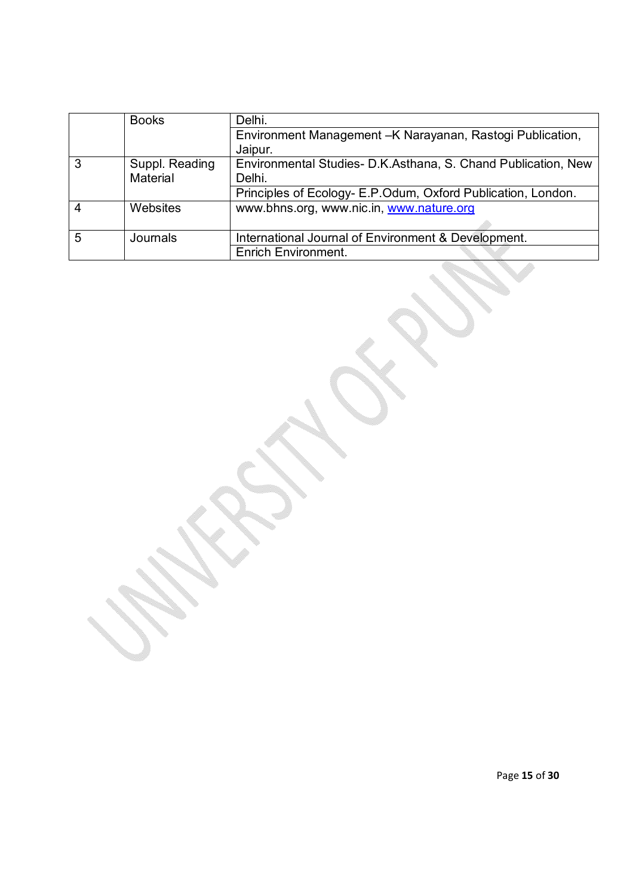| | | |
|---|---|---|
| | Books | Delhi. |
| | | Environment Management –K Narayanan, Rastogi Publication, Jaipur. |
| 3 | Suppl. Reading Material | Environmental Studies- D.K.Asthana, S. Chand Publication, New Delhi. |
| | | Principles of Ecology- E.P.Odum, Oxford Publication, London. |
| 4 | Websites | www.bhns.org, www.nic.in, www.nature.org |
| 5 | Journals | International Journal of Environment & Development. |
| | | Enrich Environment. |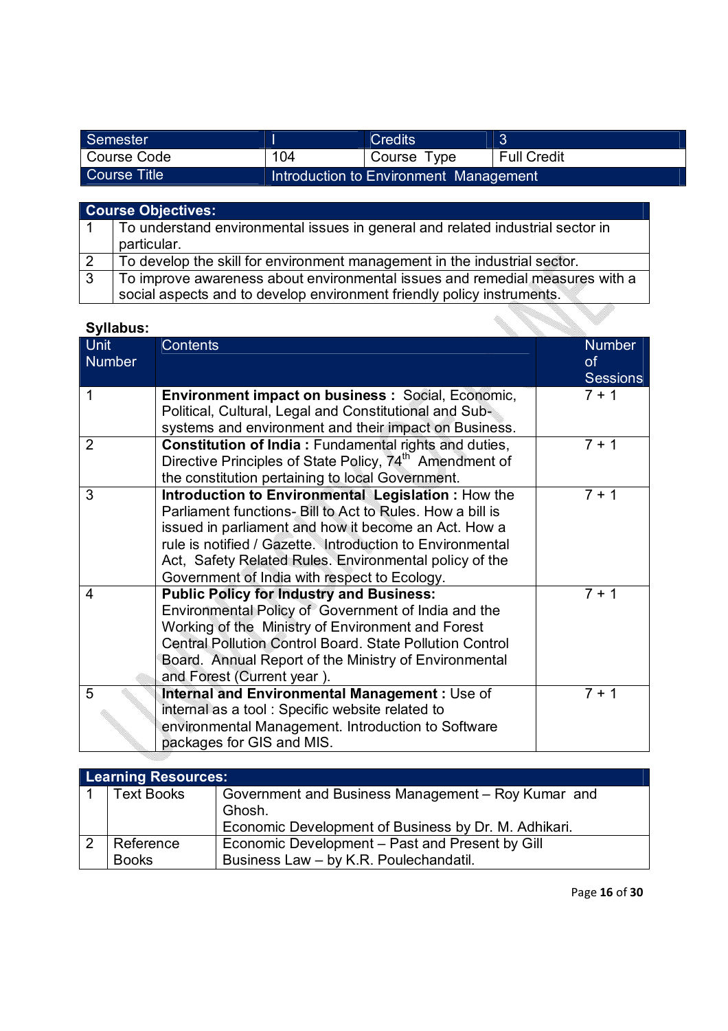| Semester | I | Credits | 3 |
|---|---|---|---|
| Course Code | 104 | Course Type | Full Credit |
| Course Title | Introduction to Environment Management | | |

| Course Objectives: | |
|---|---|
| 1 | To understand environmental issues in general and related industrial sector in particular. |
| 2 | To develop the skill for environment management in the industrial sector. |
| 3 | To improve awareness about environmental issues and remedial measures with a social aspects and to develop environment friendly policy instruments. |

**Syllabus:**

| Unit Number | Contents | Number of Sessions |
|---|---|---|
| 1 | **Environment impact on business :** Social, Economic, Political, Cultural, Legal and Constitutional and Sub-systems and environment and their impact on Business. | 7 + 1 |
| 2 | **Constitution of India :** Fundamental rights and duties, Directive Principles of State Policy, 74th Amendment of the constitution pertaining to local Government. | 7 + 1 |
| 3 | **Introduction to Environmental Legislation :** How the Parliament functions- Bill to Act to Rules. How a bill is issued in parliament and how it become an Act. How a rule is notified / Gazette. Introduction to Environmental Act, Safety Related Rules. Environmental policy of the Government of India with respect to Ecology. | 7 + 1 |
| 4 | **Public Policy for Industry and Business:** Environmental Policy of Government of India and the Working of the Ministry of Environment and Forest Central Pollution Control Board. State Pollution Control Board. Annual Report of the Ministry of Environmental and Forest (Current year ). | 7 + 1 |
| 5 | **Internal and Environmental Management :** Use of internal as a tool : Specific website related to environmental Management. Introduction to Software packages for GIS and MIS. | 7 + 1 |

| Learning Resources: | | |
|---|---|---|
| 1 | Text Books | Government and Business Management – Roy Kumar and Ghosh.<br>Economic Development of Business by Dr. M. Adhikari. |
| 2 | Reference Books | Economic Development – Past and Present by Gill<br>Business Law – by K.R. Poulechandatil. |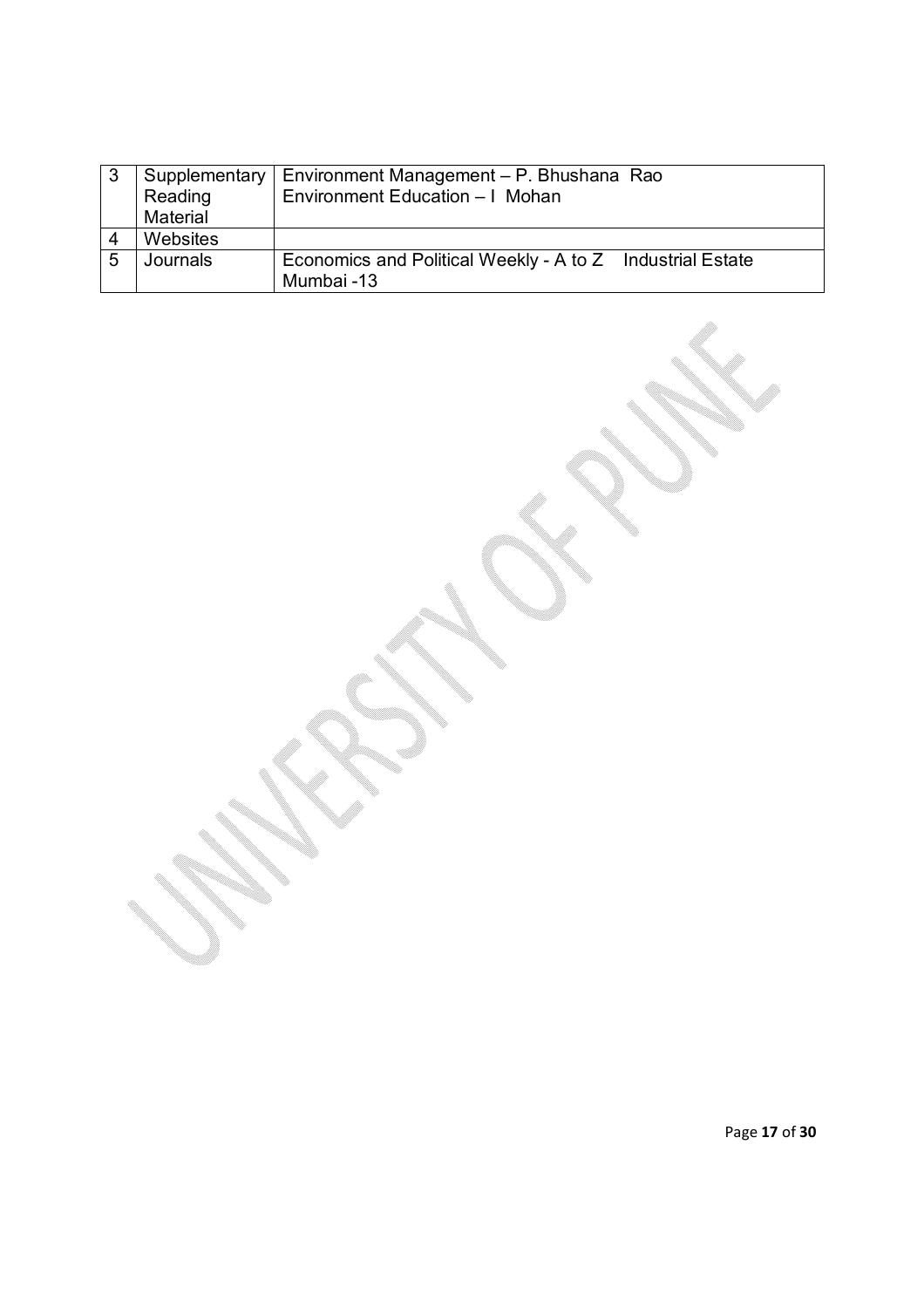| 3 | Supplementary Reading Material | Environment Management – P. Bhushana Rao<br>Environment Education – I Mohan |
|---|---|---|
| 4 | Websites | |
| 5 | Journals | Economics and Political Weekly - A to Z Industrial Estate Mumbai -13 |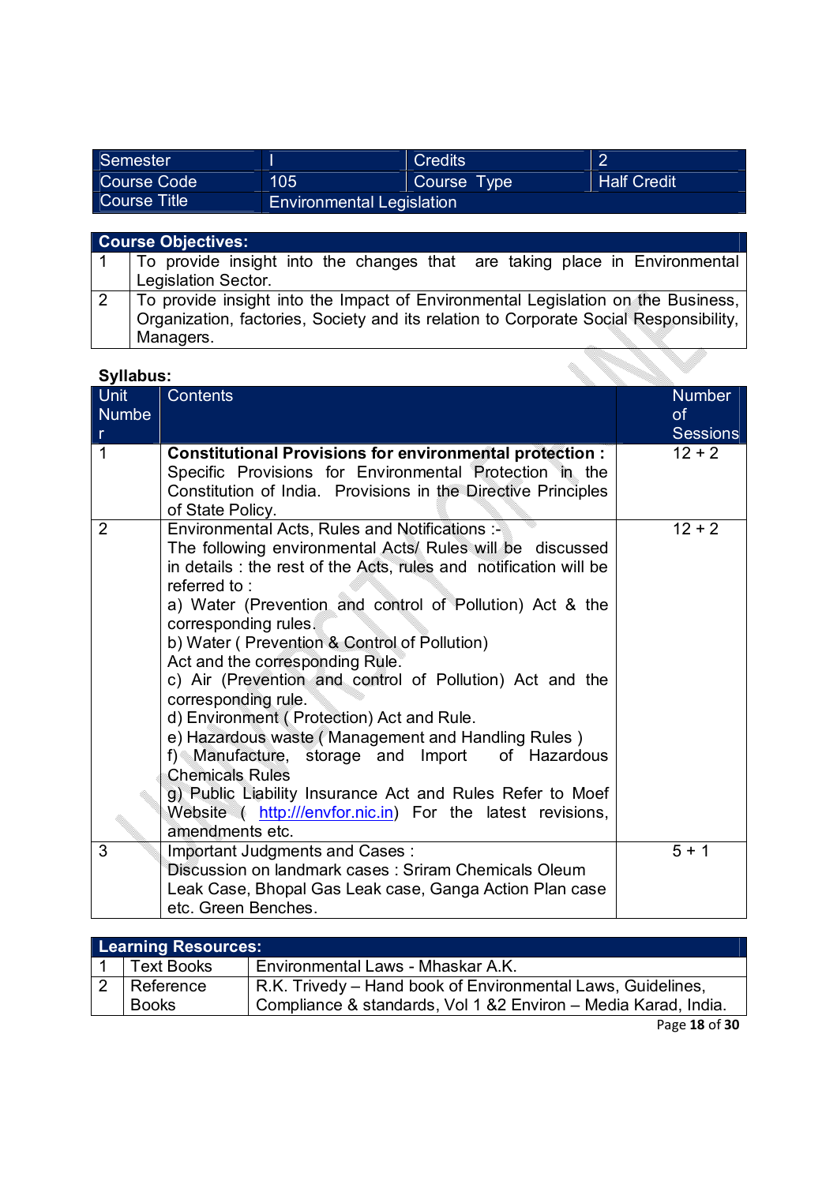| Semester | I | Credits | 2 |
|---|---|---|---|
| Course Code | 105 | Course Type | Half Credit |
| Course Title | Environmental Legislation | | |

| **Course Objectives:** | |
|---|---|
| 1 | To provide insight into the changes that are taking place in Environmental Legislation Sector. |
| 2 | To provide insight into the Impact of Environmental Legislation on the Business, Organization, factories, Society and its relation to Corporate Social Responsibility, Managers. |

**Syllabus:**

| Unit Number | Contents | Number of Sessions |
|---|---|---|
| 1 | **Constitutional Provisions for environmental protection :** Specific Provisions for Environmental Protection in the Constitution of India. Provisions in the Directive Principles of State Policy. | 12 + 2 |
| 2 | Environmental Acts, Rules and Notifications :- The following environmental Acts/ Rules will be discussed in details : the rest of the Acts, rules and notification will be referred to : a) Water (Prevention and control of Pollution) Act & the corresponding rules. b) Water ( Prevention & Control of Pollution) Act and the corresponding Rule. c) Air (Prevention and control of Pollution) Act and the corresponding rule. d) Environment ( Protection) Act and Rule. e) Hazardous waste ( Management and Handling Rules ) f) Manufacture, storage and Import of Hazardous Chemicals Rules g) Public Liability Insurance Act and Rules Refer to Moef Website ( http:///envfor.nic.in) For the latest revisions, amendments etc. | 12 + 2 |
| 3 | Important Judgments and Cases : Discussion on landmark cases : Sriram Chemicals Oleum Leak Case, Bhopal Gas Leak case, Ganga Action Plan case etc. Green Benches. | 5 + 1 |

| **Learning Resources:** | | |
|---|---|---|
| 1 | Text Books | Environmental Laws - Mhaskar A.K. |
| 2 | Reference Books | R.K. Trivedy – Hand book of Environmental Laws, Guidelines, Compliance & standards, Vol 1 &2 Environ – Media Karad, India. |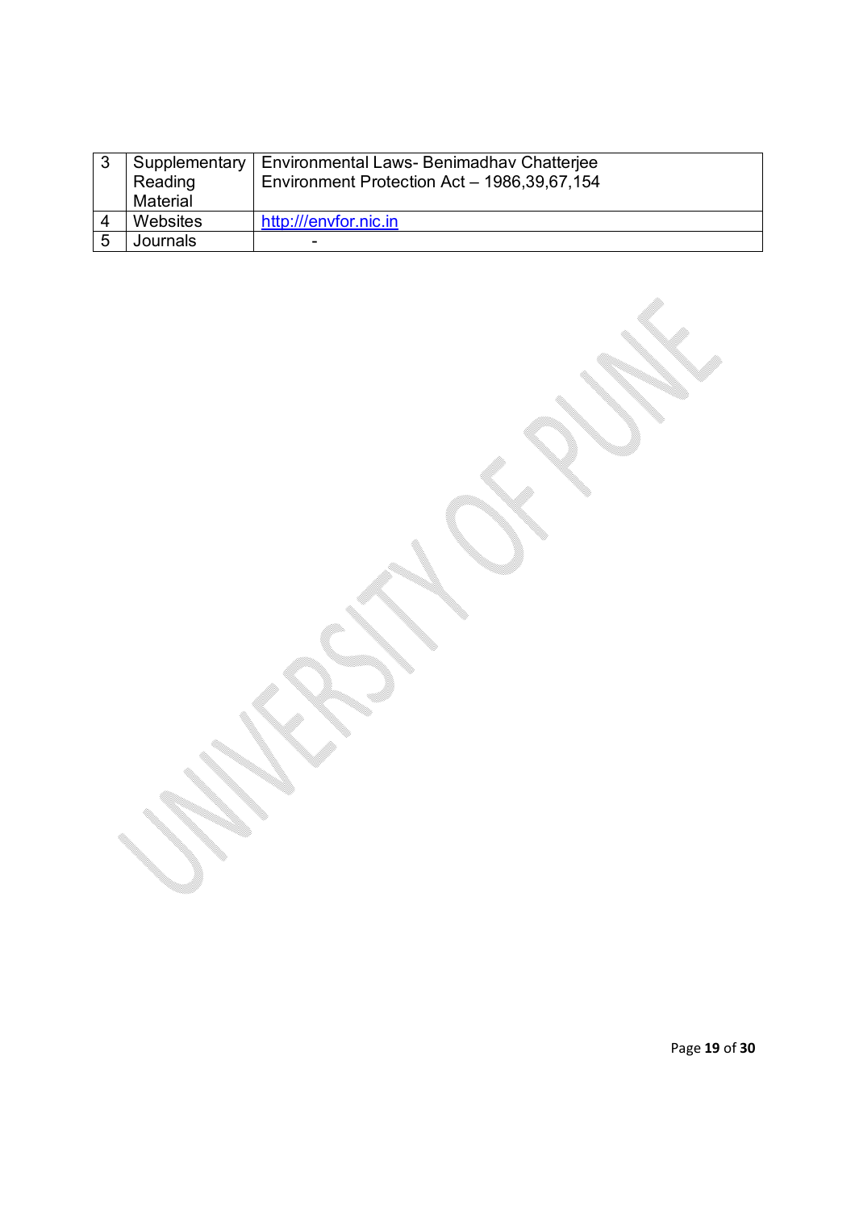| 3 | Supplementary Reading Material | Environmental Laws- Benimadhav Chatterjee<br>Environment Protection Act – 1986,39,67,154 |
|---|---|---|
| 4 | Websites | http:///envfor.nic.in |
| 5 | Journals | - |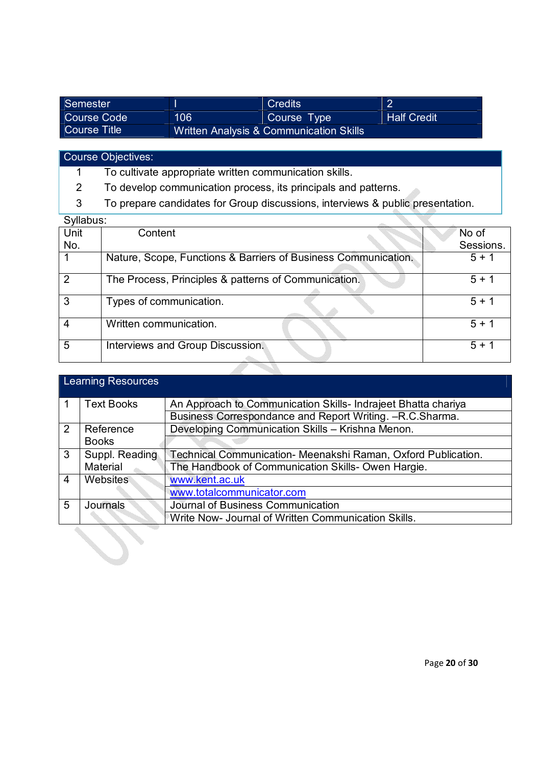| Semester | I | Credits | 2 |
|---|---|---|---|
| Course Code | 106 | Course Type | Half Credit |
| Course Title | Written Analysis & Communication Skills | | |

**Course Objectives:**

1. To cultivate appropriate written communication skills.
2. To develop communication process, its principals and patterns.
3. To prepare candidates for Group discussions, interviews & public presentation.

Syllabus:

| Unit No. | Content | No of Sessions. |
|---|---|---|
| 1 | Nature, Scope, Functions & Barriers of Business Communication. | 5 + 1 |
| 2 | The Process, Principles & patterns of Communication. | 5 + 1 |
| 3 | Types of communication. | 5 + 1 |
| 4 | Written communication. | 5 + 1 |
| 5 | Interviews and Group Discussion. | 5 + 1 |

| Learning Resources | | |
|---|---|---|
| 1 | Text Books | An Approach to Communication Skills- Indrajeet Bhatta chariya |
| | | Business Correspondance and Report Writing. –R.C.Sharma. |
| 2 | Reference Books | Developing Communication Skills – Krishna Menon. |
| 3 | Suppl. Reading Material | Technical Communication- Meenakshi Raman, Oxford Publication. |
| | | The Handbook of Communication Skills- Owen Hargie. |
| 4 | Websites | www.kent.ac.uk |
| | | www.totalcommunicator.com |
| 5 | Journals | Journal of Business Communication |
| | | Write Now- Journal of Written Communication Skills. |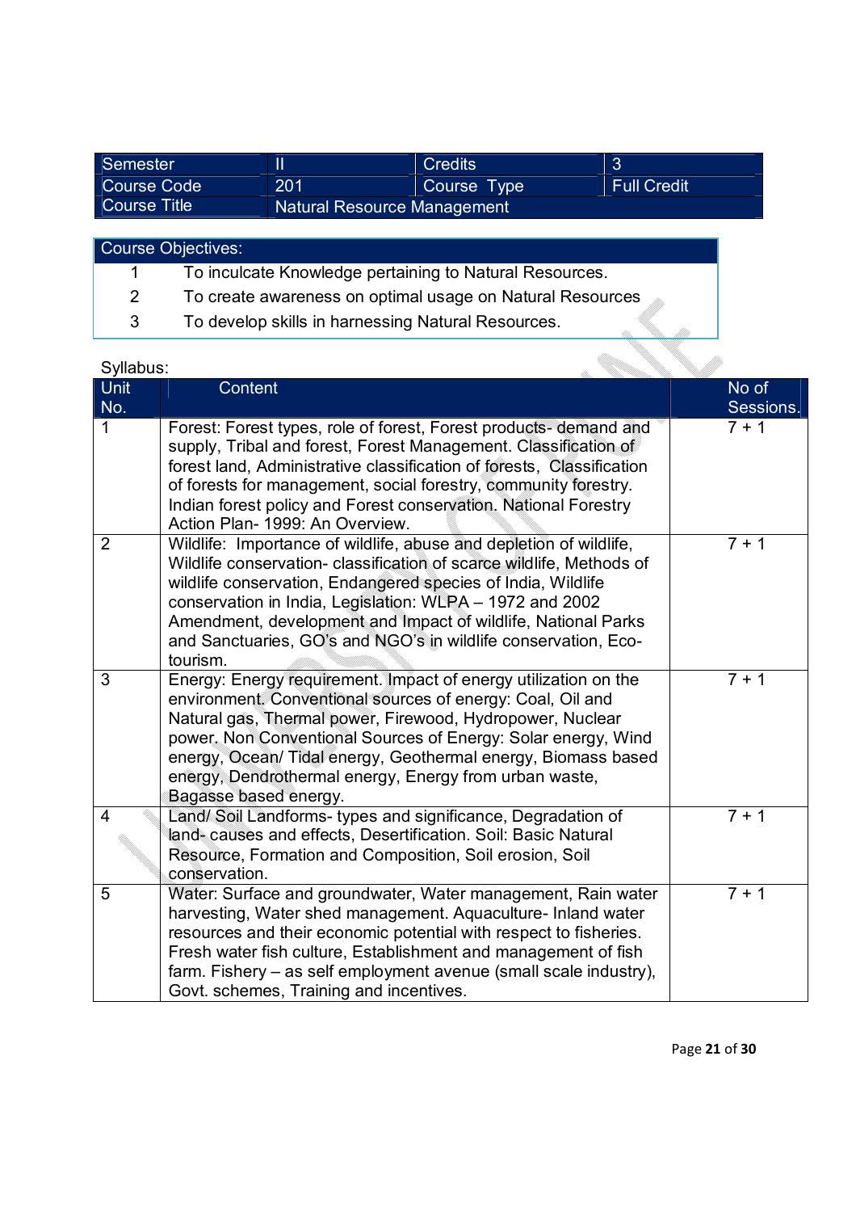| Semester | II | Credits | 3 |
|---|---|---|---|
| Course Code | 201 | Course Type | Full Credit |
| Course Title | Natural Resource Management | | |

| Course Objectives: | |
|---|---|
| 1 | To inculcate Knowledge pertaining to Natural Resources. |
| 2 | To create awareness on optimal usage on Natural Resources |
| 3 | To develop skills in harnessing Natural Resources. |

Syllabus:

| Unit No. | Content | No of Sessions. |
|---|---|---|
| 1 | Forest: Forest types, role of forest, Forest products- demand and supply, Tribal and forest, Forest Management. Classification of forest land, Administrative classification of forests, Classification of forests for management, social forestry, community forestry. Indian forest policy and Forest conservation. National Forestry Action Plan- 1999: An Overview. | 7 + 1 |
| 2 | Wildlife: Importance of wildlife, abuse and depletion of wildlife, Wildlife conservation- classification of scarce wildlife, Methods of wildlife conservation, Endangered species of India, Wildlife conservation in India, Legislation: WLPA – 1972 and 2002 Amendment, development and Impact of wildlife, National Parks and Sanctuaries, GO's and NGO's in wildlife conservation, Eco-tourism. | 7 + 1 |
| 3 | Energy: Energy requirement. Impact of energy utilization on the environment. Conventional sources of energy: Coal, Oil and Natural gas, Thermal power, Firewood, Hydropower, Nuclear power. Non Conventional Sources of Energy: Solar energy, Wind energy, Ocean/ Tidal energy, Geothermal energy, Biomass based energy, Dendrothermal energy, Energy from urban waste, Bagasse based energy. | 7 + 1 |
| 4 | Land/ Soil Landforms- types and significance, Degradation of land- causes and effects, Desertification. Soil: Basic Natural Resource, Formation and Composition, Soil erosion, Soil conservation. | 7 + 1 |
| 5 | Water: Surface and groundwater, Water management, Rain water harvesting, Water shed management. Aquaculture- Inland water resources and their economic potential with respect to fisheries. Fresh water fish culture, Establishment and management of fish farm. Fishery – as self employment avenue (small scale industry), Govt. schemes, Training and incentives. | 7 + 1 |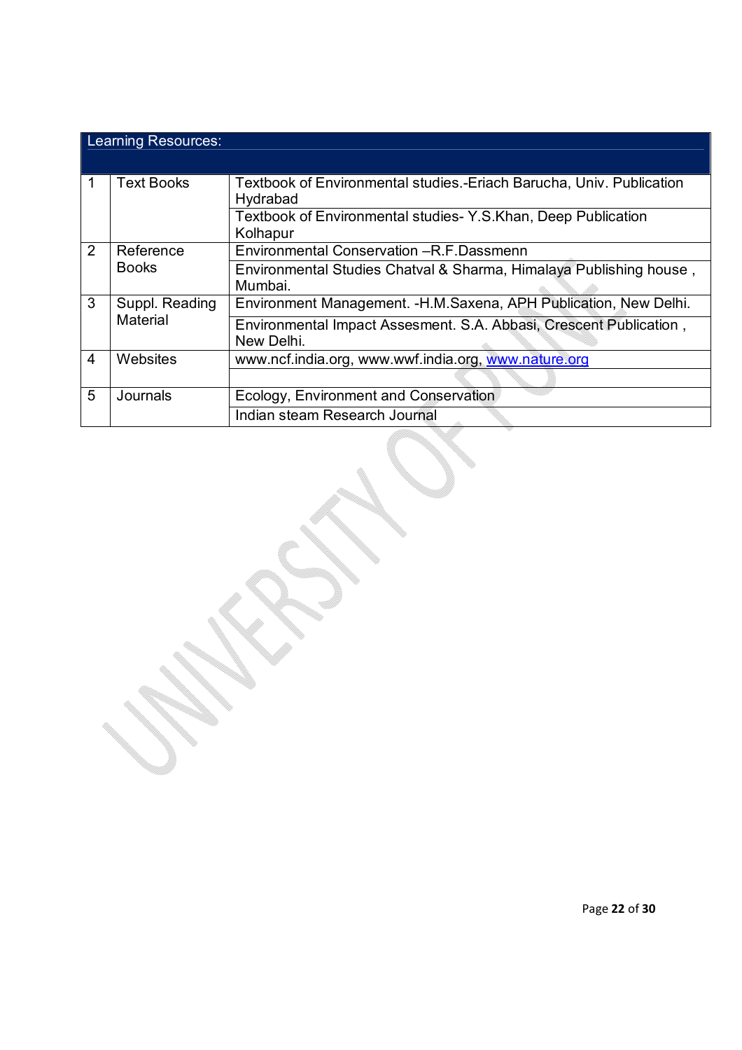| Learning Resources: | | |
|---|---|---|
| 1 | Text Books | Textbook of Environmental studies.-Eriach Barucha, Univ. Publication Hydrabad |
| | | Textbook of Environmental studies- Y.S.Khan, Deep Publication Kolhapur |
| 2 | Reference Books | Environmental Conservation –R.F.Dassmenn |
| | | Environmental Studies Chatval & Sharma, Himalaya Publishing house , Mumbai. |
| 3 | Suppl. Reading Material | Environment Management. -H.M.Saxena, APH Publication, New Delhi. |
| | | Environmental Impact Assesment. S.A. Abbasi, Crescent Publication , New Delhi. |
| 4 | Websites | www.ncf.india.org, www.wwf.india.org, www.nature.org |
| | | |
| 5 | Journals | Ecology, Environment and Conservation |
| | | Indian steam Research Journal |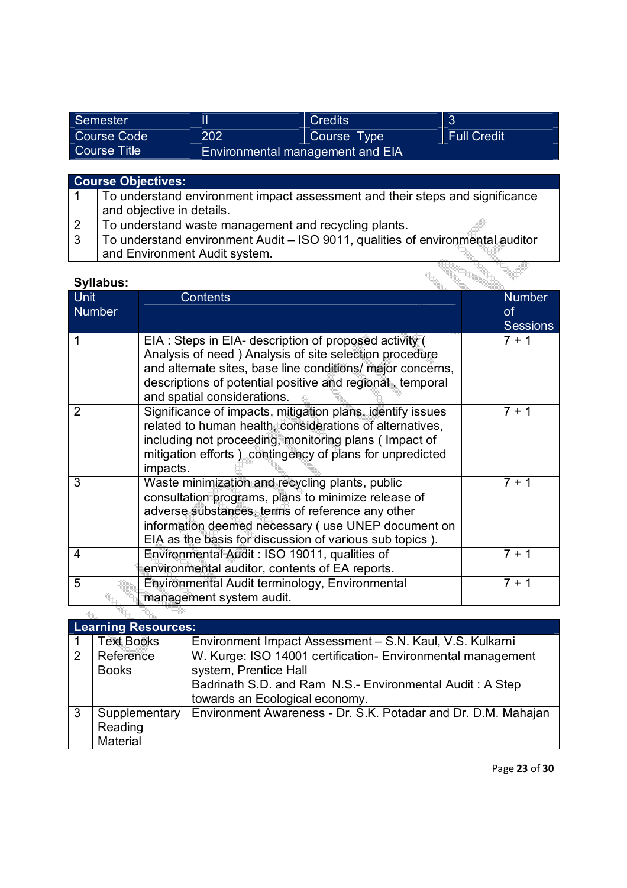| Semester | II | Credits | 3 |
|---|---|---|---|
| Course Code | 202 | Course Type | Full Credit |
| Course Title | Environmental management and EIA | | |

| **Course Objectives:** | |
|---|---|
| 1 | To understand environment impact assessment and their steps and significance and objective in details. |
| 2 | To understand waste management and recycling plants. |
| 3 | To understand environment Audit – ISO 9011, qualities of environmental auditor and Environment Audit system. |

**Syllabus:**

| Unit Number | Contents | Number of Sessions |
|---|---|---|
| 1 | EIA : Steps in EIA- description of proposed activity ( Analysis of need ) Analysis of site selection procedure and alternate sites, base line conditions/ major concerns, descriptions of potential positive and regional , temporal and spatial considerations. | 7 + 1 |
| 2 | Significance of impacts, mitigation plans, identify issues related to human health, considerations of alternatives, including not proceeding, monitoring plans ( Impact of mitigation efforts ) contingency of plans for unpredicted impacts. | 7 + 1 |
| 3 | Waste minimization and recycling plants, public consultation programs, plans to minimize release of adverse substances, terms of reference any other information deemed necessary ( use UNEP document on EIA as the basis for discussion of various sub topics ). | 7 + 1 |
| 4 | Environmental Audit : ISO 19011, qualities of environmental auditor, contents of EA reports. | 7 + 1 |
| 5 | Environmental Audit terminology, Environmental management system audit. | 7 + 1 |

| **Learning Resources:** | | |
|---|---|---|
| 1 | Text Books | Environment Impact Assessment – S.N. Kaul, V.S. Kulkarni |
| 2 | Reference Books | W. Kurge: ISO 14001 certification- Environmental management system, Prentice Hall<br>Badrinath S.D. and Ram N.S.- Environmental Audit : A Step towards an Ecological economy. |
| 3 | Supplementary Reading Material | Environment Awareness - Dr. S.K. Potadar and Dr. D.M. Mahajan |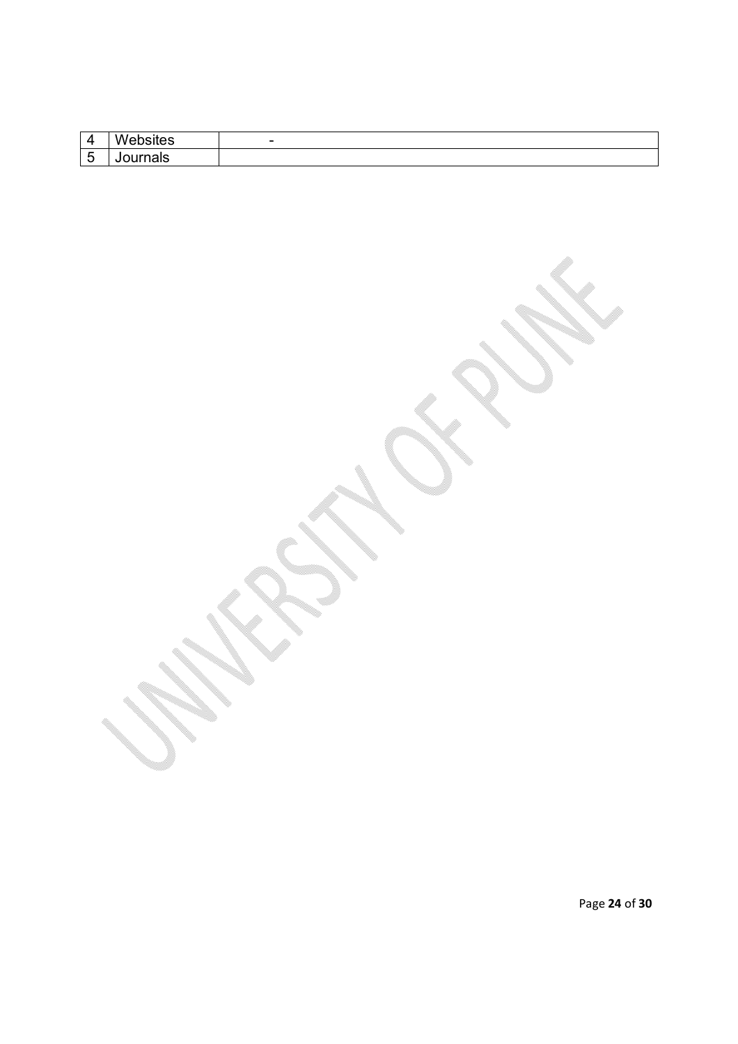| | | |
|---|---|---|
| 4 | Websites | - |
| 5 | Journals | |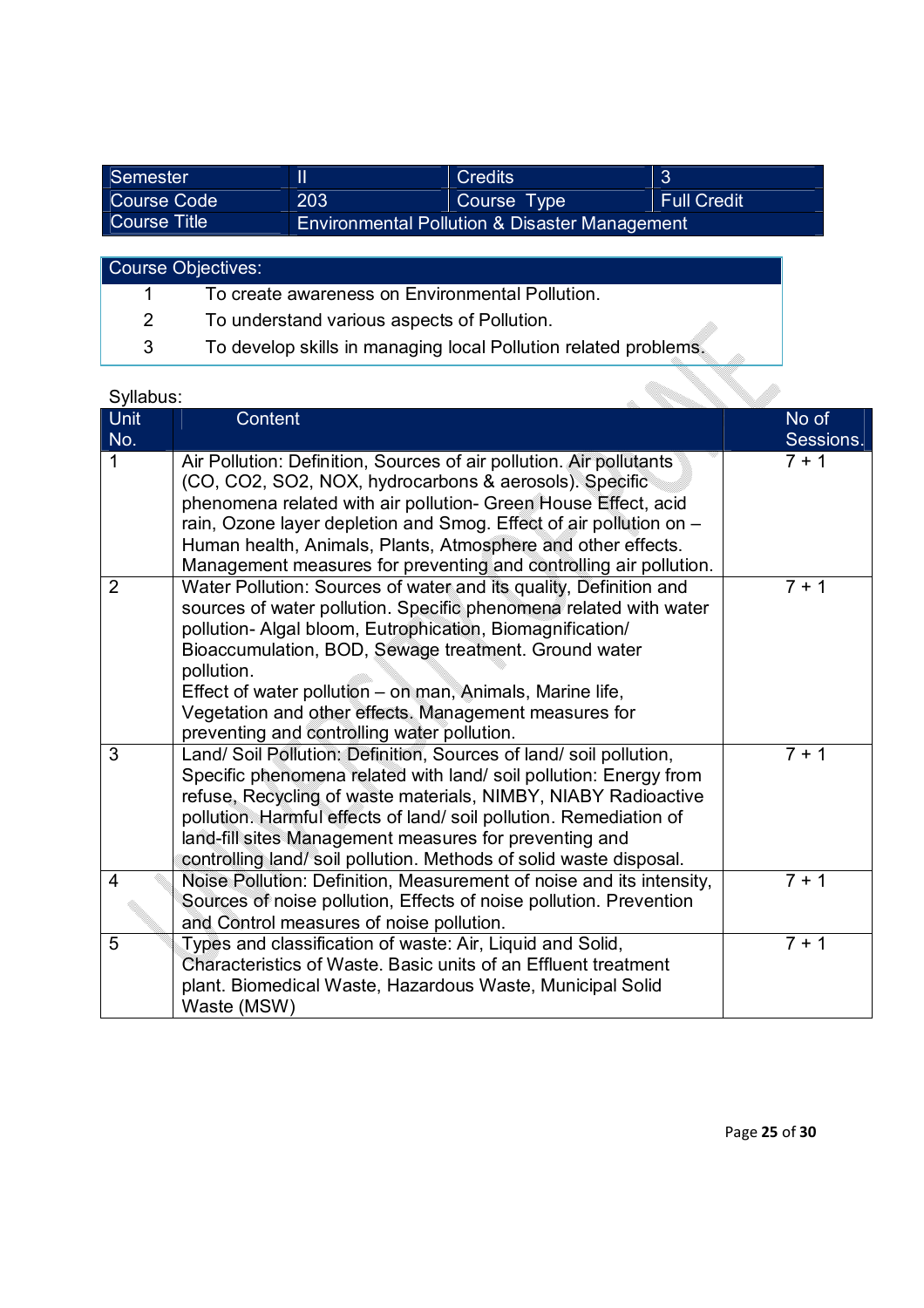| Semester | II | Credits | 3 |
|---|---|---|---|
| Course Code | 203 | Course Type | Full Credit |
| Course Title | Environmental Pollution & Disaster Management | | |

| Course Objectives: | |
|---|---|
| 1 | To create awareness on Environmental Pollution. |
| 2 | To understand various aspects of Pollution. |
| 3 | To develop skills in managing local Pollution related problems. |

Syllabus:

| Unit No. | Content | No of Sessions. |
|---|---|---|
| 1 | Air Pollution: Definition, Sources of air pollution. Air pollutants (CO, CO2, SO2, NOX, hydrocarbons & aerosols). Specific phenomena related with air pollution- Green House Effect, acid rain, Ozone layer depletion and Smog. Effect of air pollution on – Human health, Animals, Plants, Atmosphere and other effects. Management measures for preventing and controlling air pollution. | 7 + 1 |
| 2 | Water Pollution: Sources of water and its quality, Definition and sources of water pollution. Specific phenomena related with water pollution- Algal bloom, Eutrophication, Biomagnification/ Bioaccumulation, BOD, Sewage treatment. Ground water pollution.<br>Effect of water pollution – on man, Animals, Marine life, Vegetation and other effects. Management measures for preventing and controlling water pollution. | 7 + 1 |
| 3 | Land/ Soil Pollution: Definition, Sources of land/ soil pollution, Specific phenomena related with land/ soil pollution: Energy from refuse, Recycling of waste materials, NIMBY, NIABY Radioactive pollution. Harmful effects of land/ soil pollution. Remediation of land-fill sites Management measures for preventing and controlling land/ soil pollution. Methods of solid waste disposal. | 7 + 1 |
| 4 | Noise Pollution: Definition, Measurement of noise and its intensity, Sources of noise pollution, Effects of noise pollution. Prevention and Control measures of noise pollution. | 7 + 1 |
| 5 | Types and classification of waste: Air, Liquid and Solid, Characteristics of Waste. Basic units of an Effluent treatment plant. Biomedical Waste, Hazardous Waste, Municipal Solid Waste (MSW) | 7 + 1 |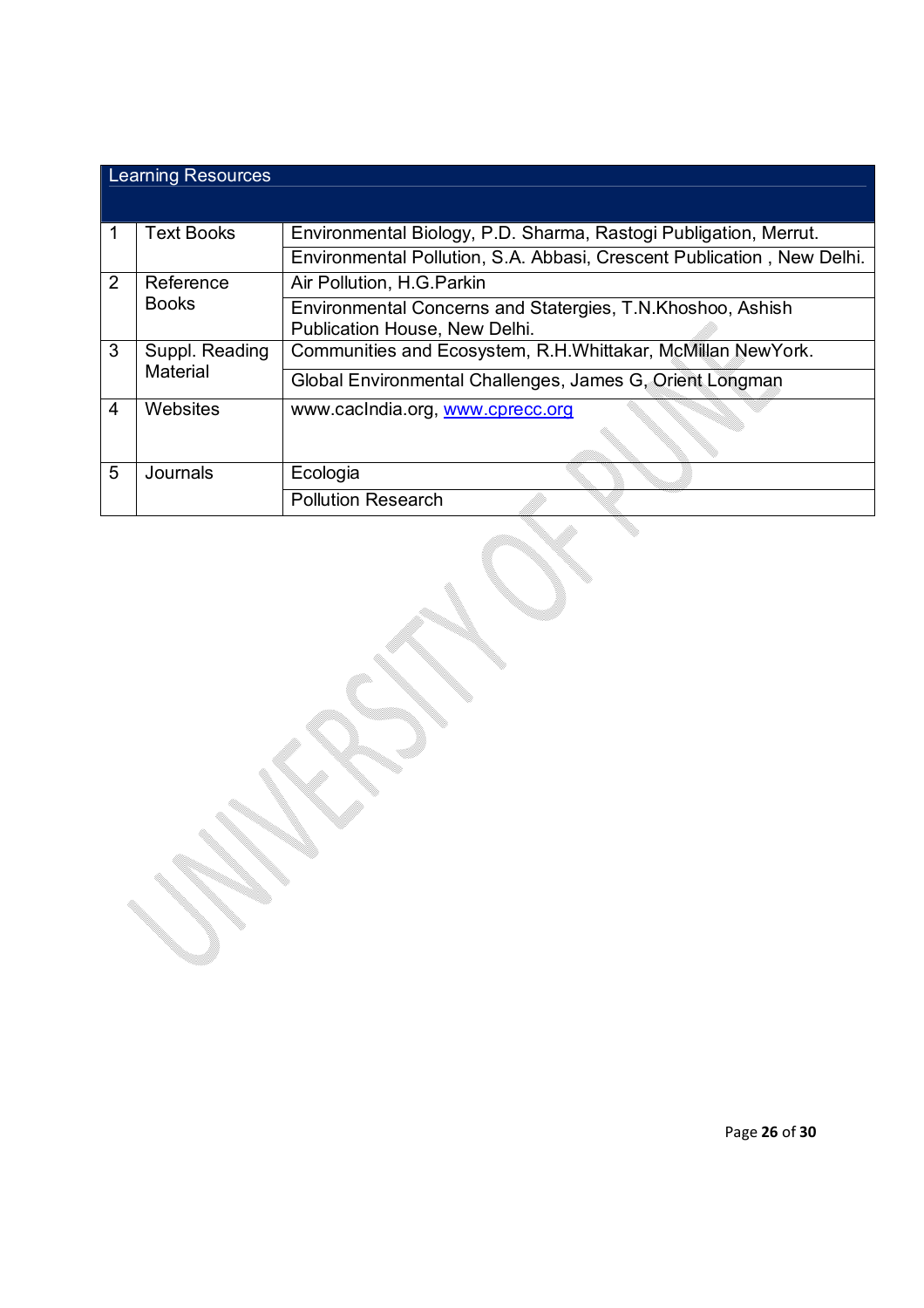| Learning Resources | | |
|---|---|---|
| 1 | Text Books | Environmental Biology, P.D. Sharma, Rastogi Publigation, Merrut. |
| | | Environmental Pollution, S.A. Abbasi, Crescent Publication , New Delhi. |
| 2 | Reference Books | Air Pollution, H.G.Parkin |
| | | Environmental Concerns and Statergies, T.N.Khoshoo, Ashish Publication House, New Delhi. |
| 3 | Suppl. Reading Material | Communities and Ecosystem, R.H.Whittakar, McMillan NewYork. |
| | | Global Environmental Challenges, James G, Orient Longman |
| 4 | Websites | www.caclndia.org, www.cprecc.org |
| 5 | Journals | Ecologia |
| | | Pollution Research |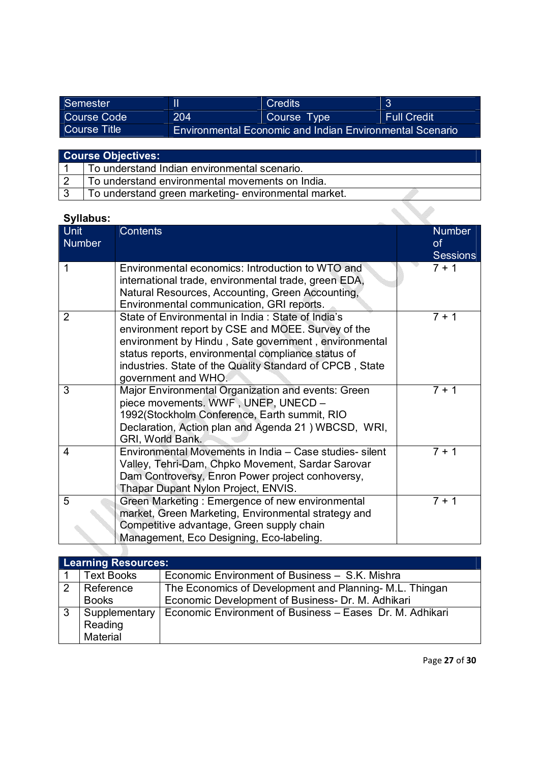| Semester | II | Credits | 3 |
|---|---|---|---|
| Course Code | 204 | Course Type | Full Credit |
| Course Title | Environmental Economic and Indian Environmental Scenario | | |

| **Course Objectives:** | |
|---|---|
| 1 | To understand Indian environmental scenario. |
| 2 | To understand environmental movements on India. |
| 3 | To understand green marketing- environmental market. |

**Syllabus:**

| Unit Number | Contents | Number of Sessions |
|---|---|---|
| 1 | Environmental economics: Introduction to WTO and international trade, environmental trade, green EDA, Natural Resources, Accounting, Green Accounting, Environmental communication, GRI reports. | 7 + 1 |
| 2 | State of Environmental in India : State of India's environment report by CSE and MOEE. Survey of the environment by Hindu , Sate government , environmental status reports, environmental compliance status of industries. State of the Quality Standard of CPCB , State government and WHO. | 7 + 1 |
| 3 | Major Environmental Organization and events: Green piece movements. WWF , UNEP, UNECD – 1992(Stockholm Conference, Earth summit, RIO Declaration, Action plan and Agenda 21 ) WBCSD, WRI, GRI, World Bank. | 7 + 1 |
| 4 | Environmental Movements in India – Case studies- silent Valley, Tehri-Dam, Chpko Movement, Sardar Sarovar Dam Controversy, Enron Power project conhoversy, Thapar Dupant Nylon Project, ENVIS. | 7 + 1 |
| 5 | Green Marketing : Emergence of new environmental market, Green Marketing, Environmental strategy and Competitive advantage, Green supply chain Management, Eco Designing, Eco-labeling. | 7 + 1 |

| **Learning Resources:** | | |
|---|---|---|
| 1 | Text Books | Economic Environment of Business – S.K. Mishra |
| 2 | Reference Books | The Economics of Development and Planning- M.L. Thingan<br>Economic Development of Business- Dr. M. Adhikari |
| 3 | Supplementary Reading Material | Economic Environment of Business – Eases Dr. M. Adhikari |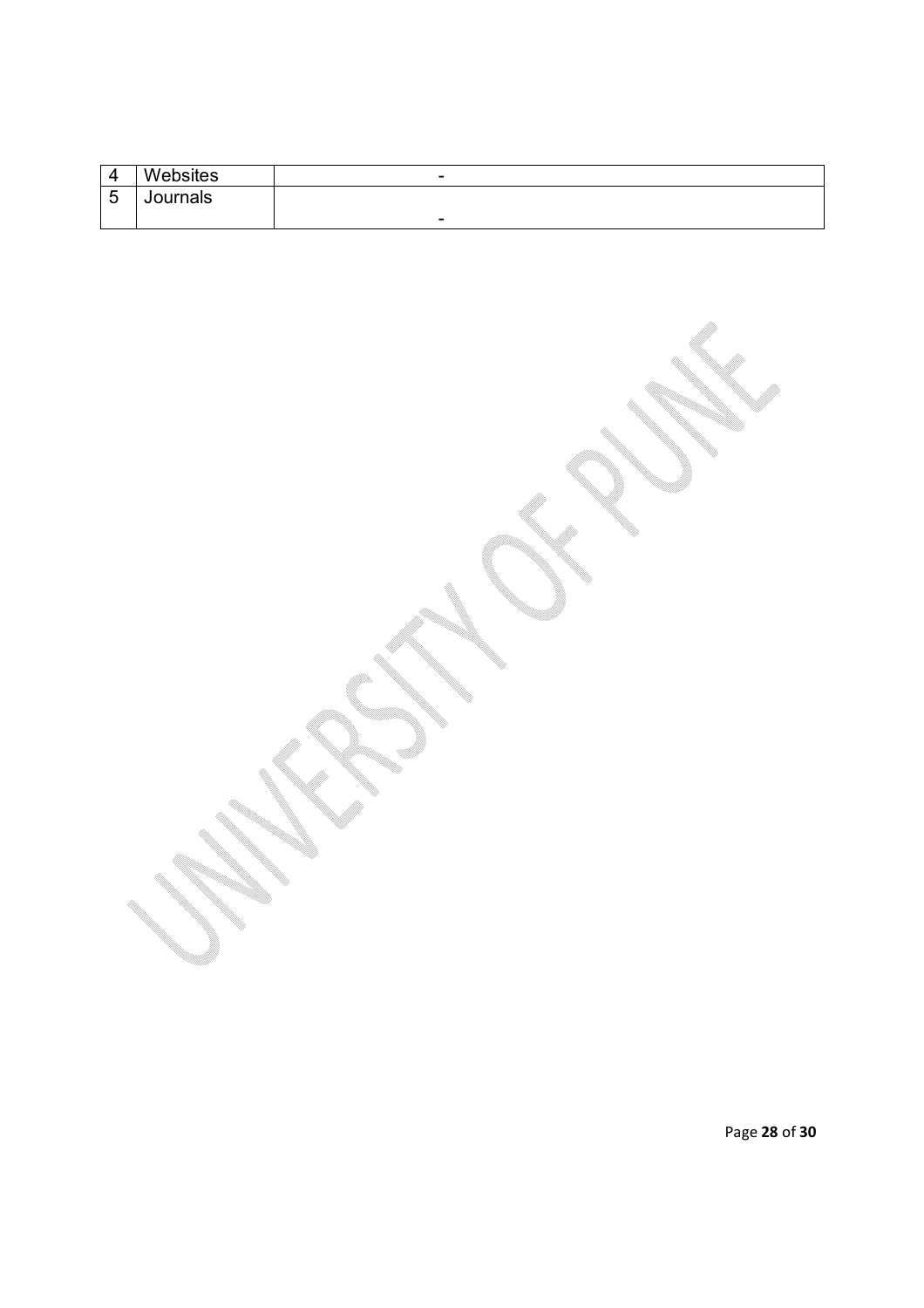| | | |
|---|---|---|
| 4 | Websites | - |
| 5 | Journals | - |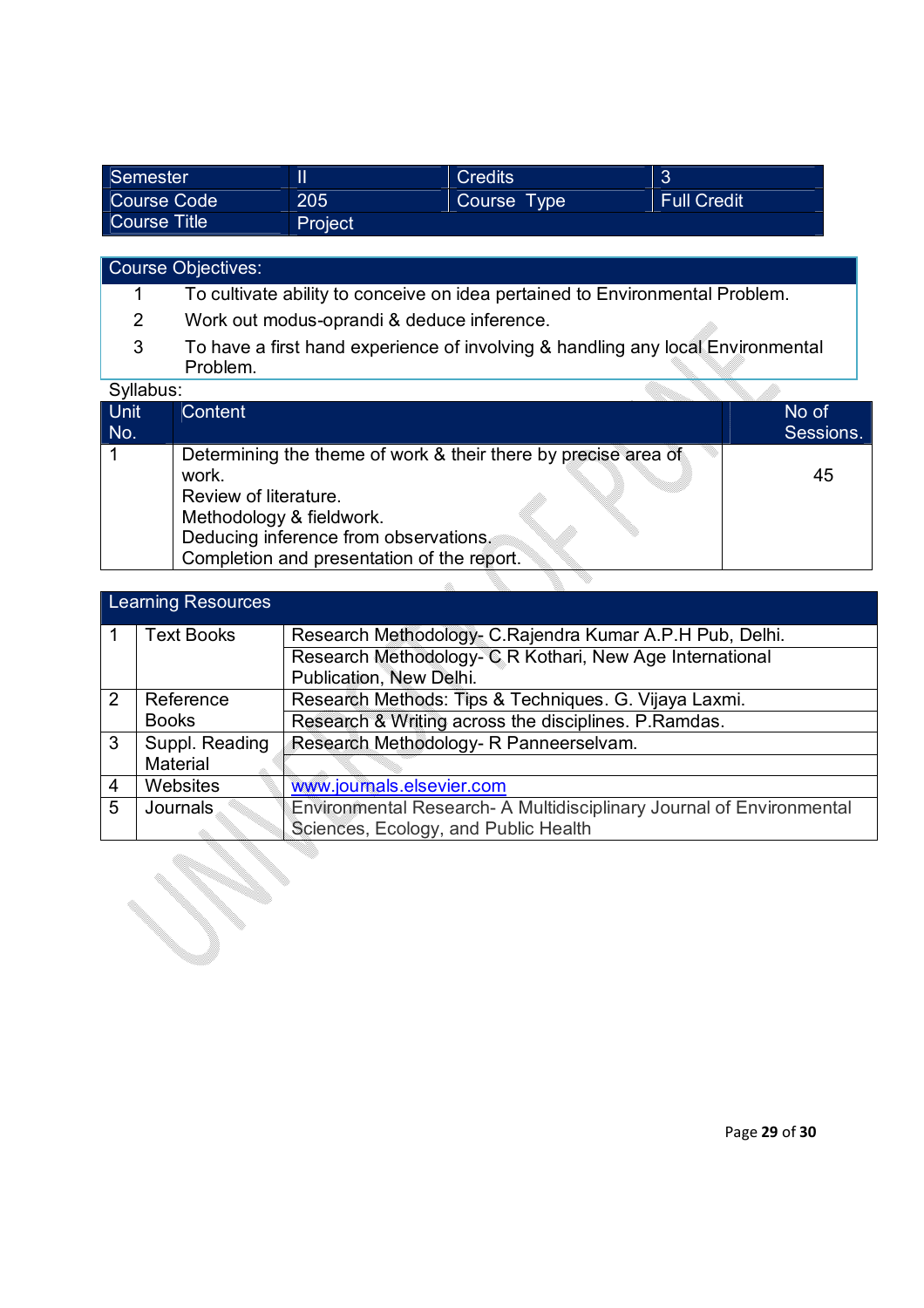| Semester | II | Credits | 3 |
|---|---|---|---|
| Course Code | 205 | Course Type | Full Credit |
| Course Title | Project | | |

| Course Objectives: | |
|---|---|
| 1 | To cultivate ability to conceive on idea pertained to Environmental Problem. |
| 2 | Work out modus-oprandi & deduce inference. |
| 3 | To have a first hand experience of involving & handling any local Environmental Problem. |

Syllabus:

| Unit No. | Content | No of Sessions. |
|---|---|---|
| 1 | Determining the theme of work & their there by precise area of work.<br>Review of literature.<br>Methodology & fieldwork.<br>Deducing inference from observations.<br>Completion and presentation of the report. | 45 |

| Learning Resources | | |
|---|---|---|
| 1 | Text Books | Research Methodology- C.Rajendra Kumar A.P.H Pub, Delhi. |
| | | Research Methodology- C R Kothari, New Age International Publication, New Delhi. |
| 2 | Reference Books | Research Methods: Tips & Techniques. G. Vijaya Laxmi. |
| | | Research & Writing across the disciplines. P.Ramdas. |
| 3 | Suppl. Reading Material | Research Methodology- R Panneerselvam. |
| | | |
| 4 | Websites | www.journals.elsevier.com |
| 5 | Journals | Environmental Research- A Multidisciplinary Journal of Environmental Sciences, Ecology, and Public Health |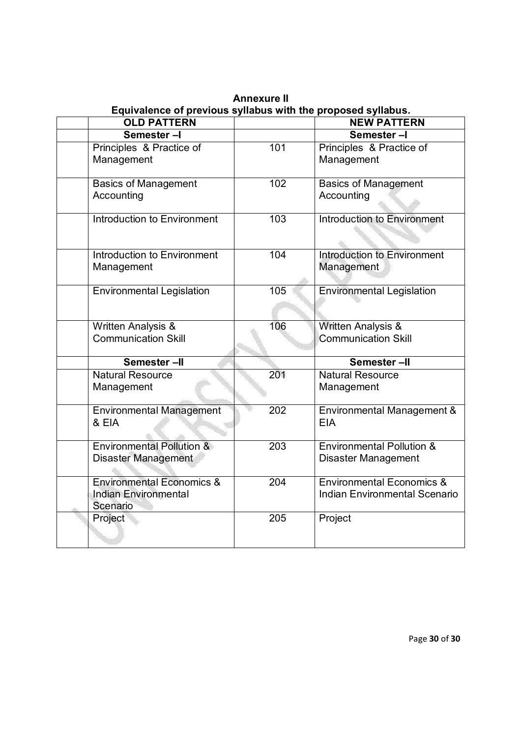**Annexure II**

**Equivalence of previous syllabus with the proposed syllabus.**

| | OLD PATTERN | | NEW PATTERN |
|---|---|---|---|
| | **Semester –I** | | **Semester –I** |
| | Principles & Practice of Management | 101 | Principles & Practice of Management |
| | Basics of Management Accounting | 102 | Basics of Management Accounting |
| | Introduction to Environment | 103 | Introduction to Environment |
| | Introduction to Environment Management | 104 | Introduction to Environment Management |
| | Environmental Legislation | 105 | Environmental Legislation |
| | Written Analysis & Communication Skill | 106 | Written Analysis & Communication Skill |
| | **Semester –II** | | **Semester –II** |
| | Natural Resource Management | 201 | Natural Resource Management |
| | Environmental Management & EIA | 202 | Environmental Management & EIA |
| | Environmental Pollution & Disaster Management | 203 | Environmental Pollution & Disaster Management |
| | Environmental Economics & Indian Environmental Scenario | 204 | Environmental Economics & Indian Environmental Scenario |
| | Project | 205 | Project |